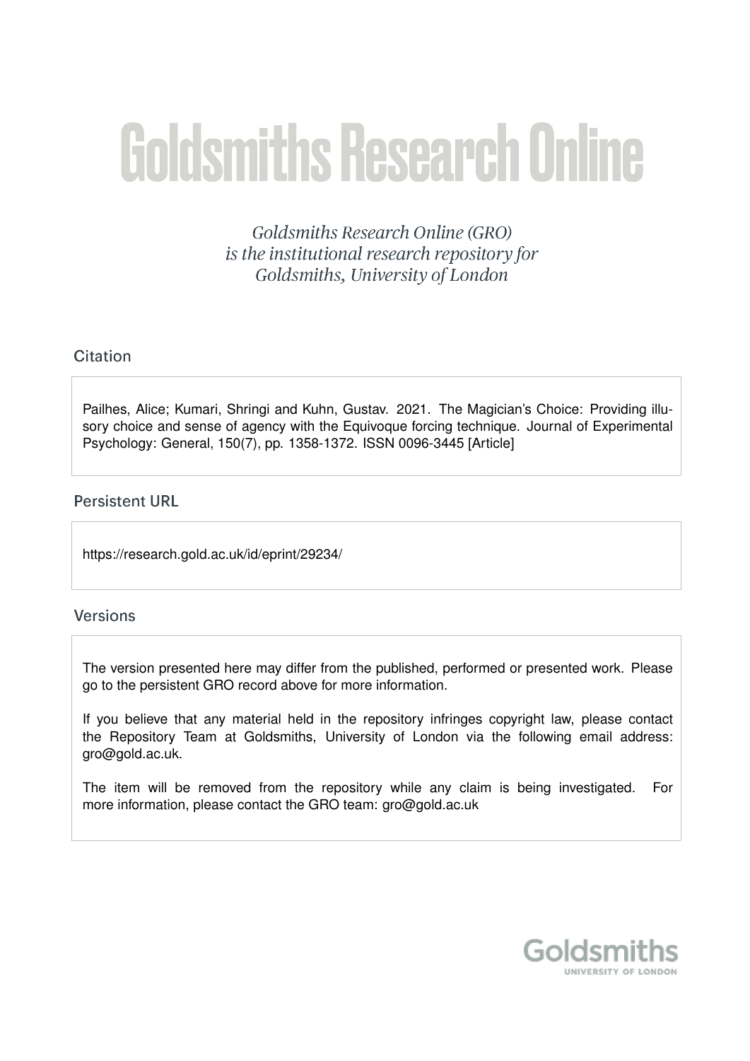# Goldsmiths Research Online

*Goldsmiths Research Online (GRO) is the institutional research repository for Goldsmiths, University of London*

## Citation

Pailhes, Alice; Kumari, Shringi and Kuhn, Gustav. 2021. The Magician's Choice: Providing illusory choice and sense of agency with the Equivoque forcing technique. Journal of Experimental Psychology: General, 150(7), pp. 1358-1372. ISSN 0096-3445 [Article]

## Persistent URL

https://research.gold.ac.uk/id/eprint/29234/

## Versions

The version presented here may differ from the published, performed or presented work. Please go to the persistent GRO record above for more information.

If you believe that any material held in the repository infringes copyright law, please contact the Repository Team at Goldsmiths, University of London via the following email address: gro@gold.ac.uk.

The item will be removed from the repository while any claim is being investigated. For more information, please contact the GRO team: gro@gold.ac.uk

Goldsmiths
UNIVERSITY OF LONDON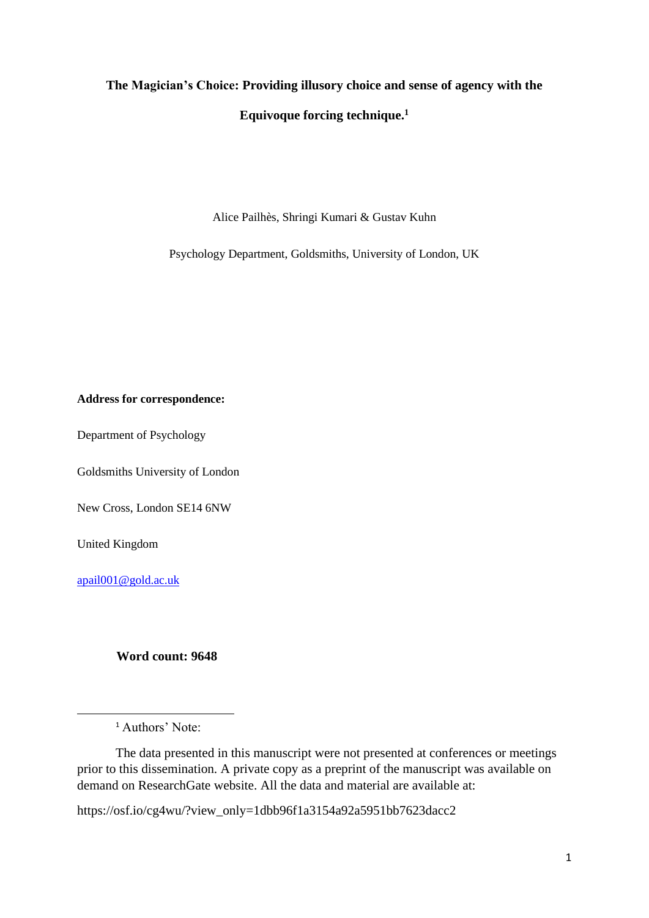**The Magician's Choice: Providing illusory choice and sense of agency with the Equivoque forcing technique.[1]**

Alice Pailhès, Shringi Kumari & Gustav Kuhn

Psychology Department, Goldsmiths, University of London, UK

**Address for correspondence:**

Department of Psychology

Goldsmiths University of London

New Cross, London SE14 6NW

United Kingdom

apail001@gold.ac.uk

**Word count: 9648**

---

[1] Authors' Note:

The data presented in this manuscript were not presented at conferences or meetings prior to this dissemination. A private copy as a preprint of the manuscript was available on demand on ResearchGate website. All the data and material are available at:

https://osf.io/cg4wu/?view_only=1dbb96f1a3154a92a5951bb7623dacc2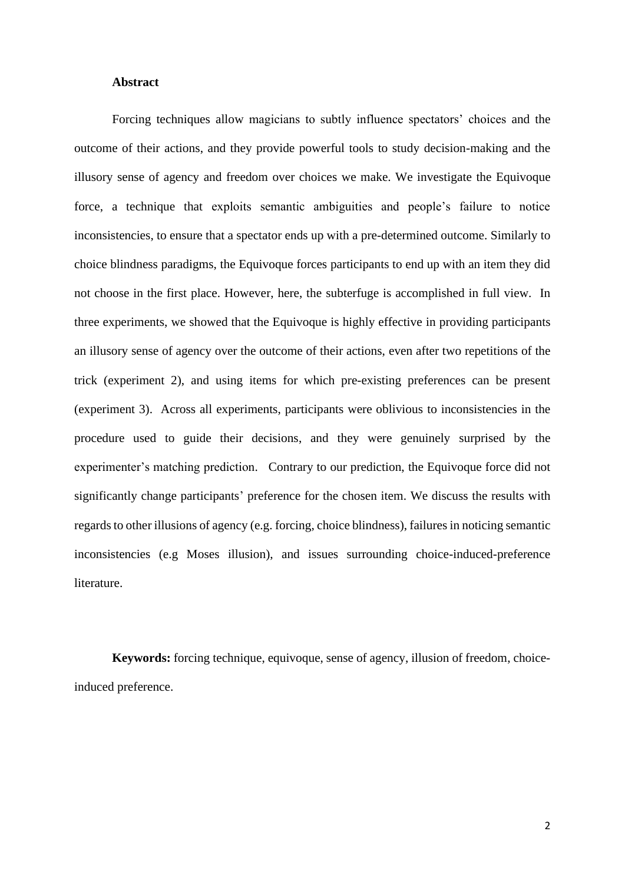**Abstract**

Forcing techniques allow magicians to subtly influence spectators' choices and the outcome of their actions, and they provide powerful tools to study decision-making and the illusory sense of agency and freedom over choices we make. We investigate the Equivoque force, a technique that exploits semantic ambiguities and people's failure to notice inconsistencies, to ensure that a spectator ends up with a pre-determined outcome. Similarly to choice blindness paradigms, the Equivoque forces participants to end up with an item they did not choose in the first place. However, here, the subterfuge is accomplished in full view. In three experiments, we showed that the Equivoque is highly effective in providing participants an illusory sense of agency over the outcome of their actions, even after two repetitions of the trick (experiment 2), and using items for which pre-existing preferences can be present (experiment 3). Across all experiments, participants were oblivious to inconsistencies in the procedure used to guide their decisions, and they were genuinely surprised by the experimenter's matching prediction. Contrary to our prediction, the Equivoque force did not significantly change participants' preference for the chosen item. We discuss the results with regards to other illusions of agency (e.g. forcing, choice blindness), failures in noticing semantic inconsistencies (e.g Moses illusion), and issues surrounding choice-induced-preference literature.

**Keywords:** forcing technique, equivoque, sense of agency, illusion of freedom, choice-induced preference.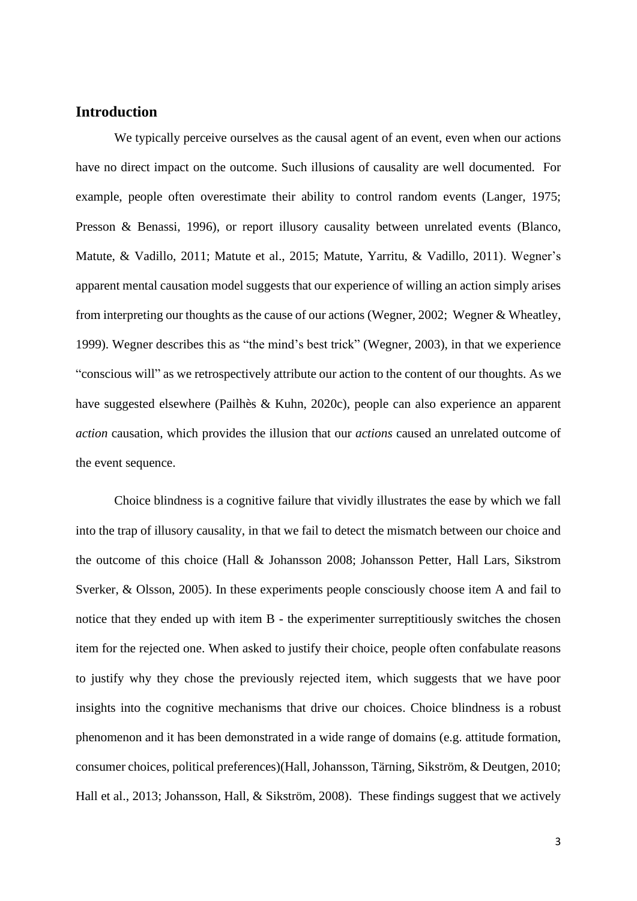## Introduction

We typically perceive ourselves as the causal agent of an event, even when our actions have no direct impact on the outcome. Such illusions of causality are well documented. For example, people often overestimate their ability to control random events (Langer, 1975; Presson & Benassi, 1996), or report illusory causality between unrelated events (Blanco, Matute, & Vadillo, 2011; Matute et al., 2015; Matute, Yarritu, & Vadillo, 2011). Wegner's apparent mental causation model suggests that our experience of willing an action simply arises from interpreting our thoughts as the cause of our actions (Wegner, 2002; Wegner & Wheatley, 1999). Wegner describes this as "the mind's best trick" (Wegner, 2003), in that we experience "conscious will" as we retrospectively attribute our action to the content of our thoughts. As we have suggested elsewhere (Pailhès & Kuhn, 2020c), people can also experience an apparent *action* causation, which provides the illusion that our *actions* caused an unrelated outcome of the event sequence.

Choice blindness is a cognitive failure that vividly illustrates the ease by which we fall into the trap of illusory causality, in that we fail to detect the mismatch between our choice and the outcome of this choice (Hall & Johansson 2008; Johansson Petter, Hall Lars, Sikstrom Sverker, & Olsson, 2005). In these experiments people consciously choose item A and fail to notice that they ended up with item B - the experimenter surreptitiously switches the chosen item for the rejected one. When asked to justify their choice, people often confabulate reasons to justify why they chose the previously rejected item, which suggests that we have poor insights into the cognitive mechanisms that drive our choices. Choice blindness is a robust phenomenon and it has been demonstrated in a wide range of domains (e.g. attitude formation, consumer choices, political preferences)(Hall, Johansson, Tärning, Sikström, & Deutgen, 2010; Hall et al., 2013; Johansson, Hall, & Sikström, 2008). These findings suggest that we actively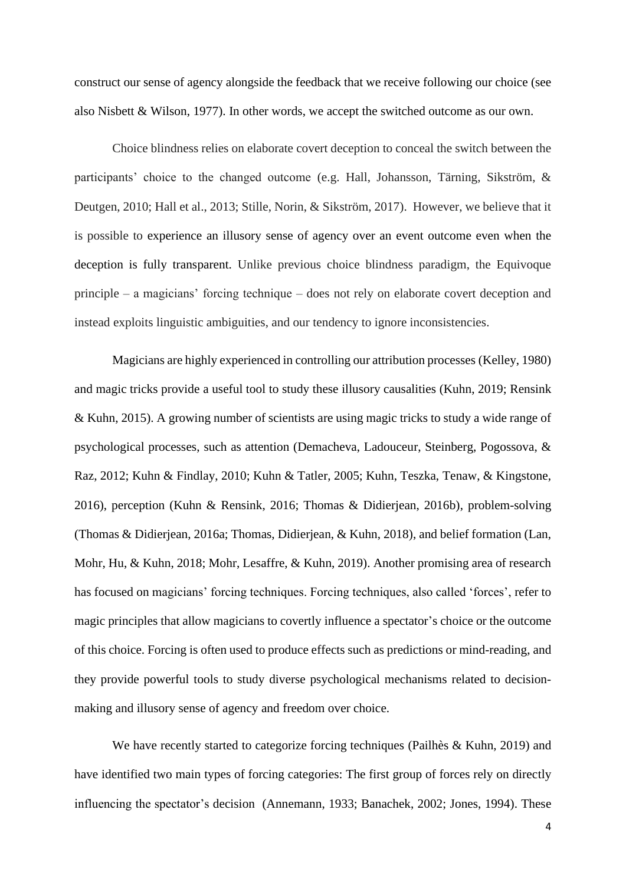construct our sense of agency alongside the feedback that we receive following our choice (see also Nisbett & Wilson, 1977). In other words, we accept the switched outcome as our own.

Choice blindness relies on elaborate covert deception to conceal the switch between the participants' choice to the changed outcome (e.g. Hall, Johansson, Tärning, Sikström, & Deutgen, 2010; Hall et al., 2013; Stille, Norin, & Sikström, 2017). However, we believe that it is possible to experience an illusory sense of agency over an event outcome even when the deception is fully transparent. Unlike previous choice blindness paradigm, the Equivoque principle – a magicians' forcing technique – does not rely on elaborate covert deception and instead exploits linguistic ambiguities, and our tendency to ignore inconsistencies.

Magicians are highly experienced in controlling our attribution processes (Kelley, 1980) and magic tricks provide a useful tool to study these illusory causalities (Kuhn, 2019; Rensink & Kuhn, 2015). A growing number of scientists are using magic tricks to study a wide range of psychological processes, such as attention (Demacheva, Ladouceur, Steinberg, Pogossova, & Raz, 2012; Kuhn & Findlay, 2010; Kuhn & Tatler, 2005; Kuhn, Teszka, Tenaw, & Kingstone, 2016), perception (Kuhn & Rensink, 2016; Thomas & Didierjean, 2016b), problem-solving (Thomas & Didierjean, 2016a; Thomas, Didierjean, & Kuhn, 2018), and belief formation (Lan, Mohr, Hu, & Kuhn, 2018; Mohr, Lesaffre, & Kuhn, 2019). Another promising area of research has focused on magicians' forcing techniques. Forcing techniques, also called 'forces', refer to magic principles that allow magicians to covertly influence a spectator's choice or the outcome of this choice. Forcing is often used to produce effects such as predictions or mind-reading, and they provide powerful tools to study diverse psychological mechanisms related to decision-making and illusory sense of agency and freedom over choice.

We have recently started to categorize forcing techniques (Pailhès & Kuhn, 2019) and have identified two main types of forcing categories: The first group of forces rely on directly influencing the spectator's decision (Annemann, 1933; Banachek, 2002; Jones, 1994). These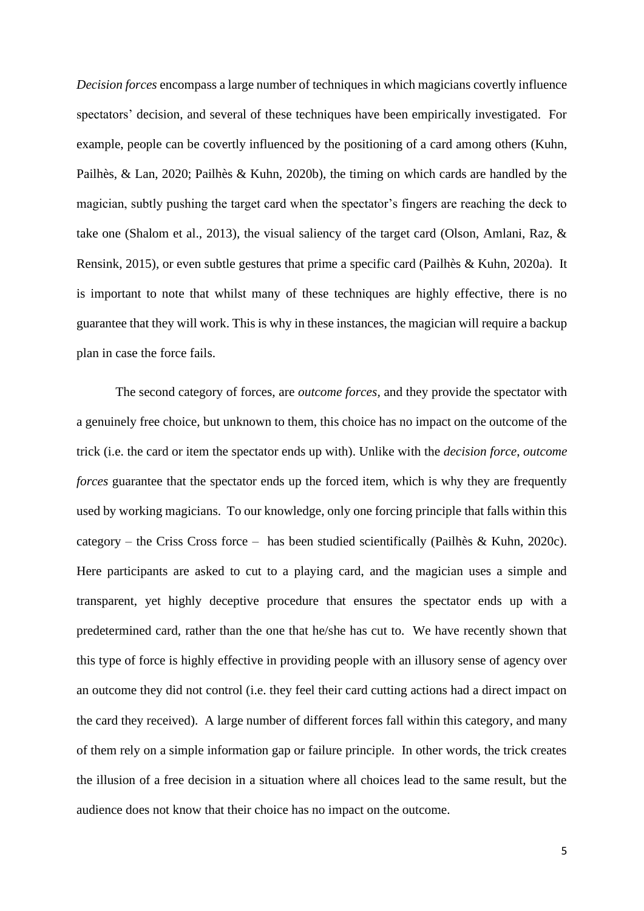*Decision forces* encompass a large number of techniques in which magicians covertly influence spectators' decision, and several of these techniques have been empirically investigated. For example, people can be covertly influenced by the positioning of a card among others (Kuhn, Pailhès, & Lan, 2020; Pailhès & Kuhn, 2020b), the timing on which cards are handled by the magician, subtly pushing the target card when the spectator's fingers are reaching the deck to take one (Shalom et al., 2013), the visual saliency of the target card (Olson, Amlani, Raz, & Rensink, 2015), or even subtle gestures that prime a specific card (Pailhès & Kuhn, 2020a). It is important to note that whilst many of these techniques are highly effective, there is no guarantee that they will work. This is why in these instances, the magician will require a backup plan in case the force fails.

The second category of forces, are *outcome forces*, and they provide the spectator with a genuinely free choice, but unknown to them, this choice has no impact on the outcome of the trick (i.e. the card or item the spectator ends up with). Unlike with the *decision force*, *outcome forces* guarantee that the spectator ends up the forced item, which is why they are frequently used by working magicians. To our knowledge, only one forcing principle that falls within this category – the Criss Cross force – has been studied scientifically (Pailhès & Kuhn, 2020c). Here participants are asked to cut to a playing card, and the magician uses a simple and transparent, yet highly deceptive procedure that ensures the spectator ends up with a predetermined card, rather than the one that he/she has cut to. We have recently shown that this type of force is highly effective in providing people with an illusory sense of agency over an outcome they did not control (i.e. they feel their card cutting actions had a direct impact on the card they received). A large number of different forces fall within this category, and many of them rely on a simple information gap or failure principle. In other words, the trick creates the illusion of a free decision in a situation where all choices lead to the same result, but the audience does not know that their choice has no impact on the outcome.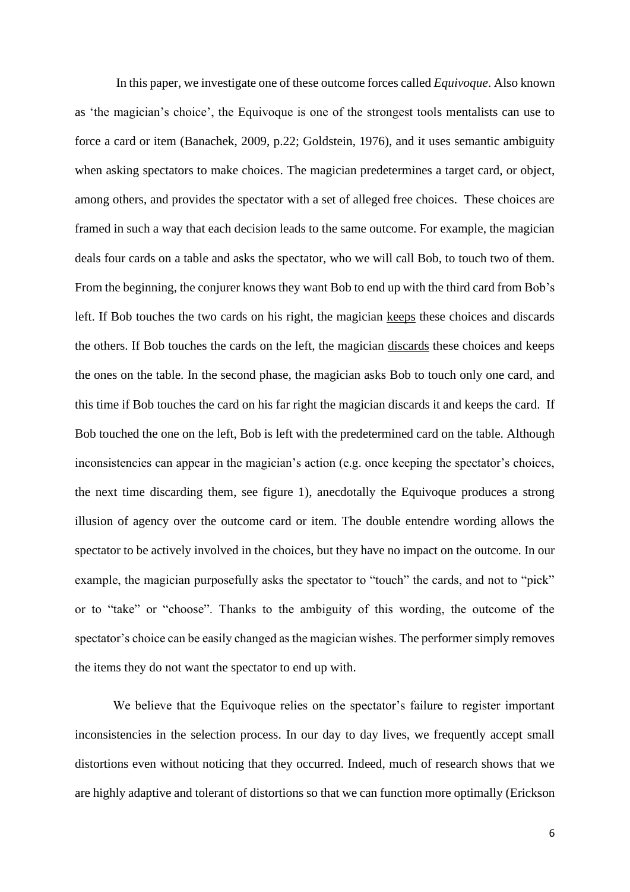In this paper, we investigate one of these outcome forces called *Equivoque*. Also known as 'the magician's choice', the Equivoque is one of the strongest tools mentalists can use to force a card or item (Banachek, 2009, p.22; Goldstein, 1976), and it uses semantic ambiguity when asking spectators to make choices. The magician predetermines a target card, or object, among others, and provides the spectator with a set of alleged free choices. These choices are framed in such a way that each decision leads to the same outcome. For example, the magician deals four cards on a table and asks the spectator, who we will call Bob, to touch two of them. From the beginning, the conjurer knows they want Bob to end up with the third card from Bob's left. If Bob touches the two cards on his right, the magician keeps these choices and discards the others. If Bob touches the cards on the left, the magician discards these choices and keeps the ones on the table. In the second phase, the magician asks Bob to touch only one card, and this time if Bob touches the card on his far right the magician discards it and keeps the card. If Bob touched the one on the left, Bob is left with the predetermined card on the table. Although inconsistencies can appear in the magician's action (e.g. once keeping the spectator's choices, the next time discarding them, see figure 1), anecdotally the Equivoque produces a strong illusion of agency over the outcome card or item. The double entendre wording allows the spectator to be actively involved in the choices, but they have no impact on the outcome. In our example, the magician purposefully asks the spectator to "touch" the cards, and not to "pick" or to "take" or "choose". Thanks to the ambiguity of this wording, the outcome of the spectator's choice can be easily changed as the magician wishes. The performer simply removes the items they do not want the spectator to end up with.

We believe that the Equivoque relies on the spectator's failure to register important inconsistencies in the selection process. In our day to day lives, we frequently accept small distortions even without noticing that they occurred. Indeed, much of research shows that we are highly adaptive and tolerant of distortions so that we can function more optimally (Erickson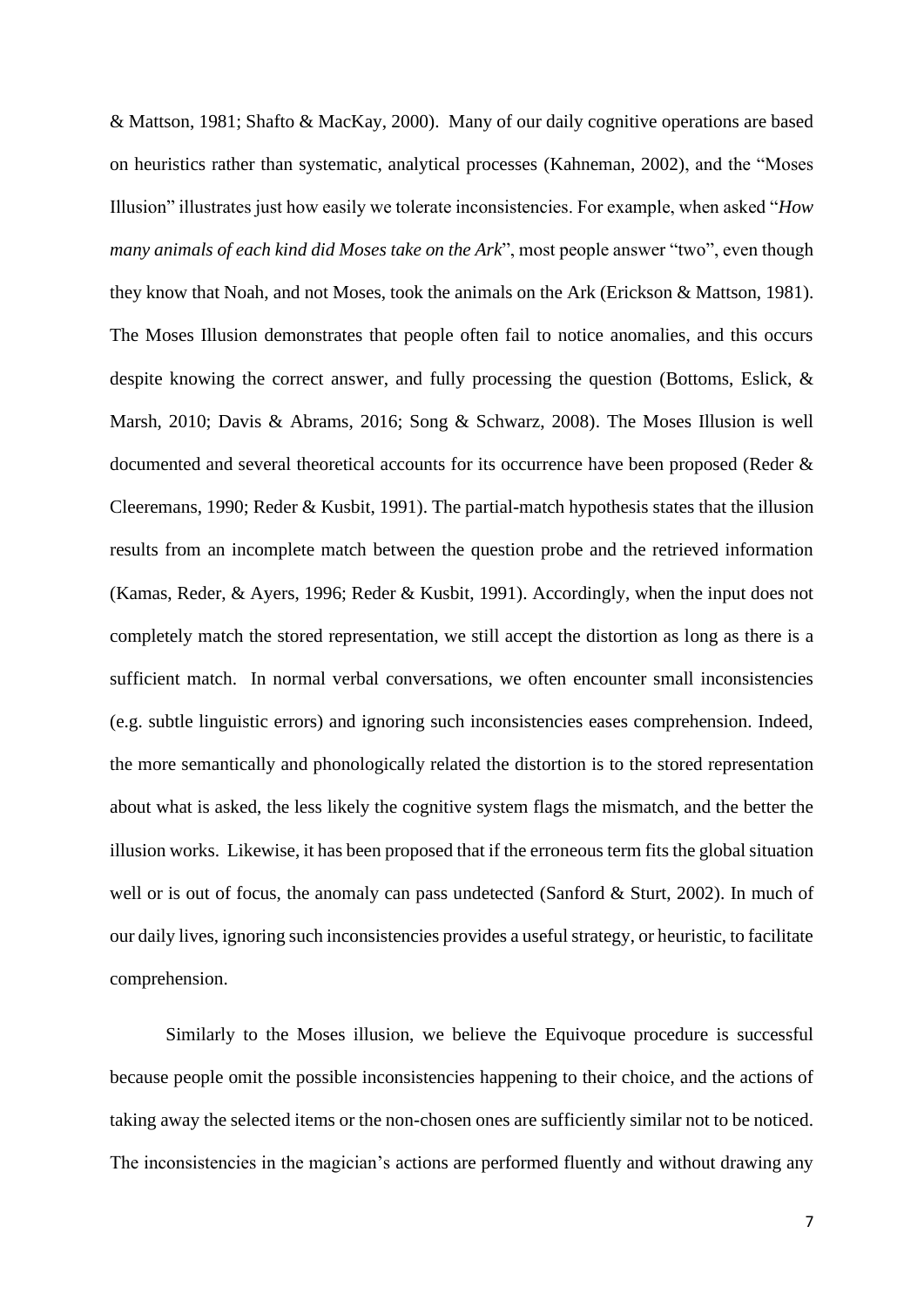& Mattson, 1981; Shafto & MacKay, 2000). Many of our daily cognitive operations are based on heuristics rather than systematic, analytical processes (Kahneman, 2002), and the "Moses Illusion" illustrates just how easily we tolerate inconsistencies. For example, when asked "*How many animals of each kind did Moses take on the Ark*", most people answer "two", even though they know that Noah, and not Moses, took the animals on the Ark (Erickson & Mattson, 1981). The Moses Illusion demonstrates that people often fail to notice anomalies, and this occurs despite knowing the correct answer, and fully processing the question (Bottoms, Eslick, & Marsh, 2010; Davis & Abrams, 2016; Song & Schwarz, 2008). The Moses Illusion is well documented and several theoretical accounts for its occurrence have been proposed (Reder & Cleeremans, 1990; Reder & Kusbit, 1991). The partial-match hypothesis states that the illusion results from an incomplete match between the question probe and the retrieved information (Kamas, Reder, & Ayers, 1996; Reder & Kusbit, 1991). Accordingly, when the input does not completely match the stored representation, we still accept the distortion as long as there is a sufficient match. In normal verbal conversations, we often encounter small inconsistencies (e.g. subtle linguistic errors) and ignoring such inconsistencies eases comprehension. Indeed, the more semantically and phonologically related the distortion is to the stored representation about what is asked, the less likely the cognitive system flags the mismatch, and the better the illusion works. Likewise, it has been proposed that if the erroneous term fits the global situation well or is out of focus, the anomaly can pass undetected (Sanford & Sturt, 2002). In much of our daily lives, ignoring such inconsistencies provides a useful strategy, or heuristic, to facilitate comprehension.

Similarly to the Moses illusion, we believe the Equivoque procedure is successful because people omit the possible inconsistencies happening to their choice, and the actions of taking away the selected items or the non-chosen ones are sufficiently similar not to be noticed. The inconsistencies in the magician's actions are performed fluently and without drawing any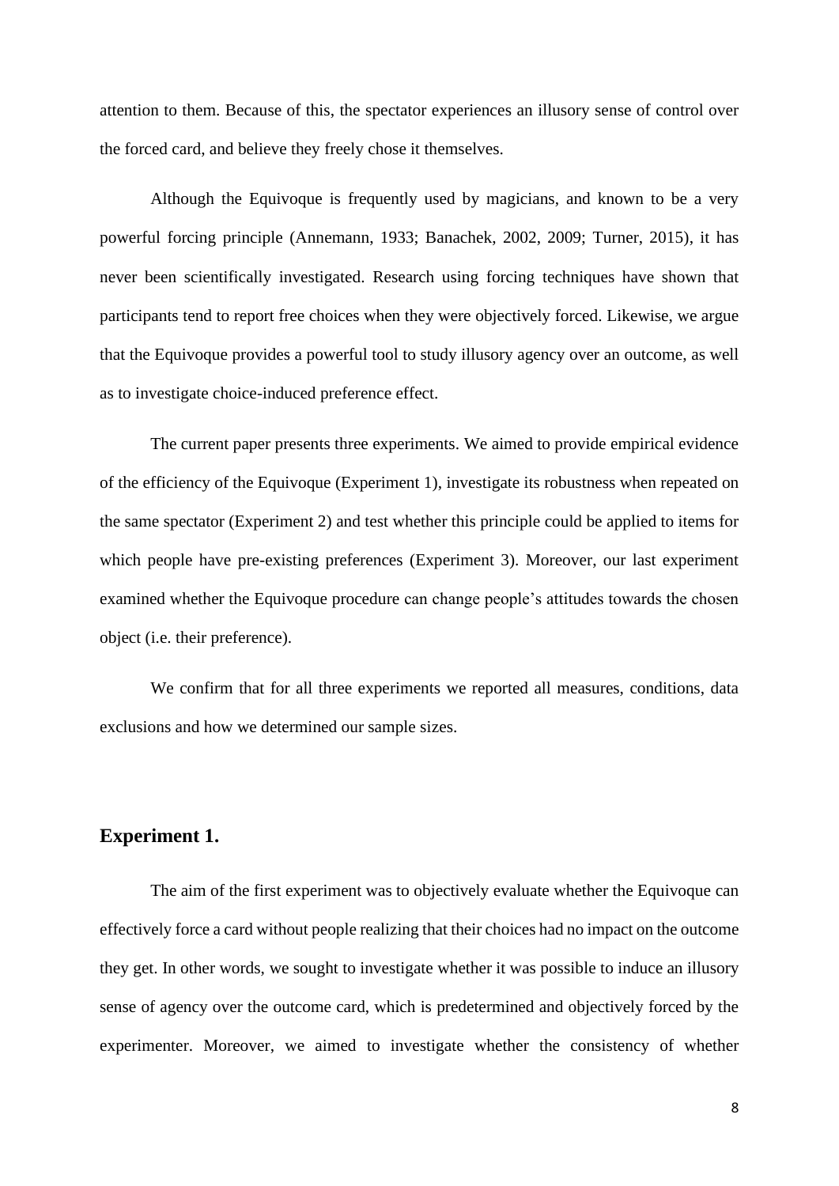attention to them. Because of this, the spectator experiences an illusory sense of control over the forced card, and believe they freely chose it themselves.

Although the Equivoque is frequently used by magicians, and known to be a very powerful forcing principle (Annemann, 1933; Banachek, 2002, 2009; Turner, 2015), it has never been scientifically investigated. Research using forcing techniques have shown that participants tend to report free choices when they were objectively forced. Likewise, we argue that the Equivoque provides a powerful tool to study illusory agency over an outcome, as well as to investigate choice-induced preference effect.

The current paper presents three experiments. We aimed to provide empirical evidence of the efficiency of the Equivoque (Experiment 1), investigate its robustness when repeated on the same spectator (Experiment 2) and test whether this principle could be applied to items for which people have pre-existing preferences (Experiment 3). Moreover, our last experiment examined whether the Equivoque procedure can change people's attitudes towards the chosen object (i.e. their preference).

We confirm that for all three experiments we reported all measures, conditions, data exclusions and how we determined our sample sizes.

## Experiment 1.

The aim of the first experiment was to objectively evaluate whether the Equivoque can effectively force a card without people realizing that their choices had no impact on the outcome they get. In other words, we sought to investigate whether it was possible to induce an illusory sense of agency over the outcome card, which is predetermined and objectively forced by the experimenter. Moreover, we aimed to investigate whether the consistency of whether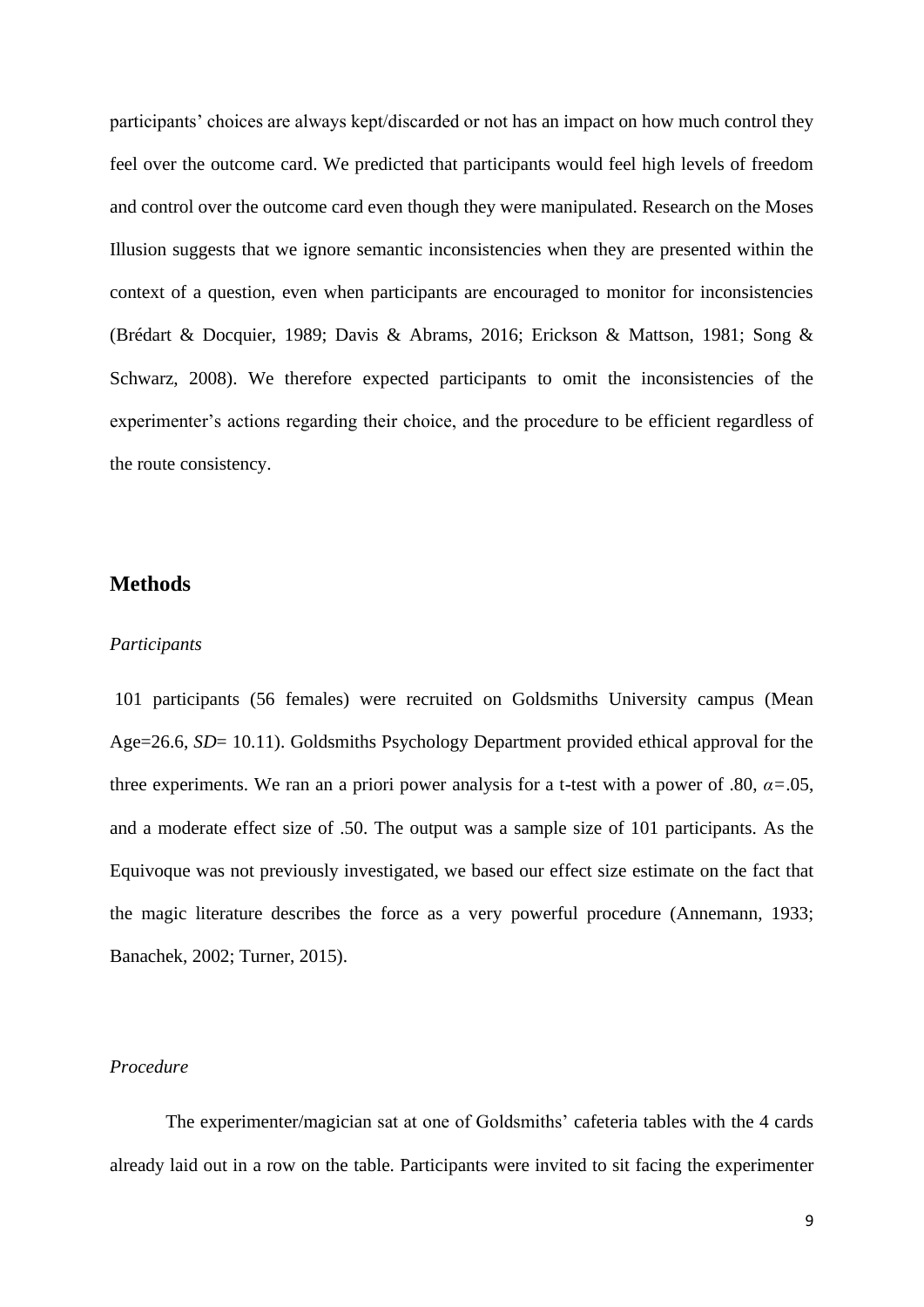participants' choices are always kept/discarded or not has an impact on how much control they feel over the outcome card. We predicted that participants would feel high levels of freedom and control over the outcome card even though they were manipulated. Research on the Moses Illusion suggests that we ignore semantic inconsistencies when they are presented within the context of a question, even when participants are encouraged to monitor for inconsistencies (Brédart & Docquier, 1989; Davis & Abrams, 2016; Erickson & Mattson, 1981; Song & Schwarz, 2008). We therefore expected participants to omit the inconsistencies of the experimenter's actions regarding their choice, and the procedure to be efficient regardless of the route consistency.

## Methods

### *Participants*

101 participants (56 females) were recruited on Goldsmiths University campus (Mean Age=26.6, *SD*= 10.11). Goldsmiths Psychology Department provided ethical approval for the three experiments. We ran an a priori power analysis for a t-test with a power of .80, $\alpha$=.05, and a moderate effect size of .50. The output was a sample size of 101 participants. As the Equivoque was not previously investigated, we based our effect size estimate on the fact that the magic literature describes the force as a very powerful procedure (Annemann, 1933; Banachek, 2002; Turner, 2015).

### *Procedure*

The experimenter/magician sat at one of Goldsmiths' cafeteria tables with the 4 cards already laid out in a row on the table. Participants were invited to sit facing the experimenter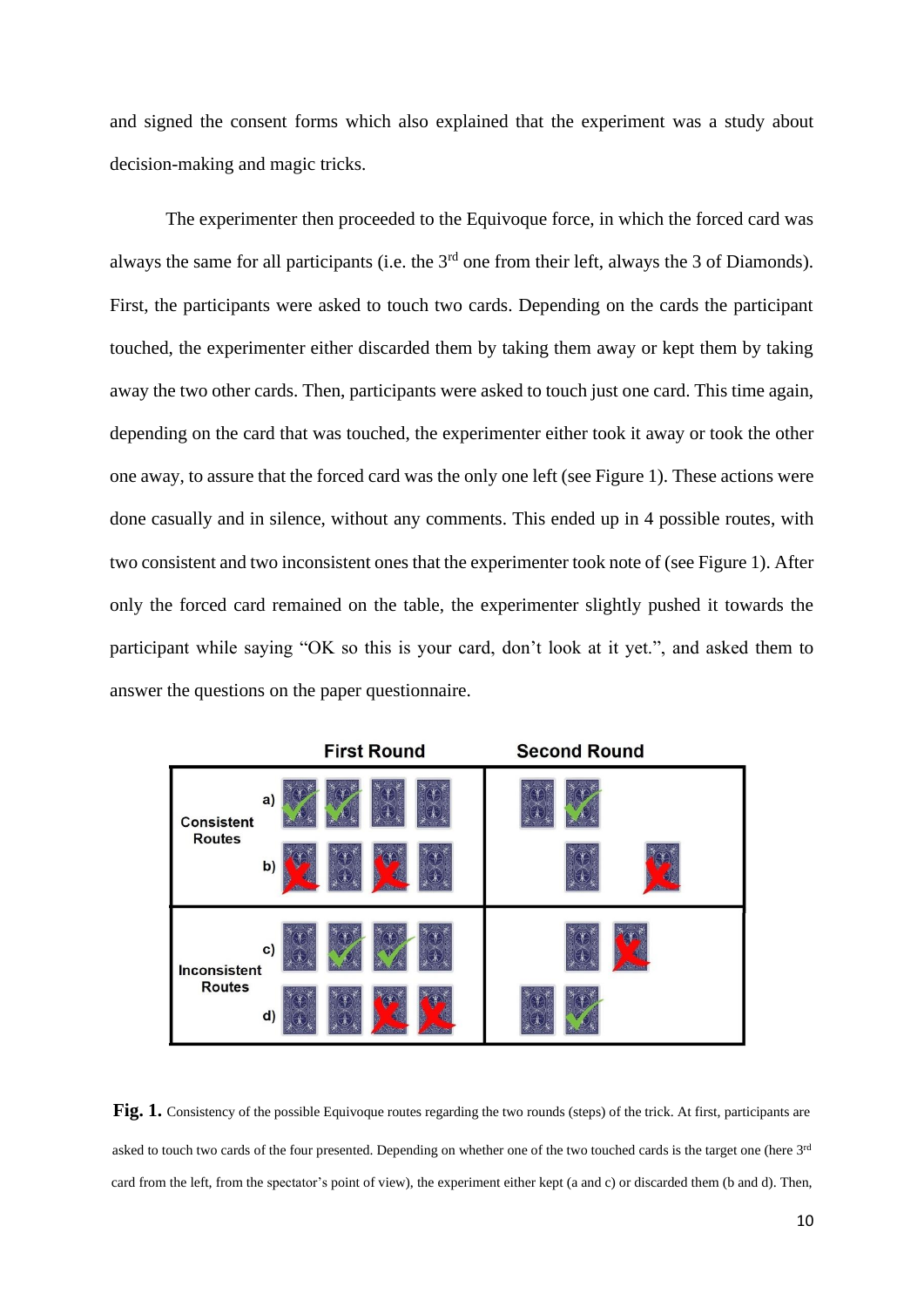and signed the consent forms which also explained that the experiment was a study about decision-making and magic tricks.

The experimenter then proceeded to the Equivoque force, in which the forced card was always the same for all participants (i.e. the 3rd one from their left, always the 3 of Diamonds). First, the participants were asked to touch two cards. Depending on the cards the participant touched, the experimenter either discarded them by taking them away or kept them by taking away the two other cards. Then, participants were asked to touch just one card. This time again, depending on the card that was touched, the experimenter either took it away or took the other one away, to assure that the forced card was the only one left (see Figure 1). These actions were done casually and in silence, without any comments. This ended up in 4 possible routes, with two consistent and two inconsistent ones that the experimenter took note of (see Figure 1). After only the forced card remained on the table, the experimenter slightly pushed it towards the participant while saying “OK so this is your card, don’t look at it yet.”, and asked them to answer the questions on the paper questionnaire.

| | | First Round | Second Round |
|---|---|---|---|
| Consistent Routes | a) | ✓ ✓ □ □ | □ ✓ |
| | b) | ✗ □ ✗ □ | □ ✗ |
| Inconsistent Routes | c) | □ ✓ ✓ □ | □ ✗ |
| | d) | □ □ ✗ ✗ | □ ✓ |

**Fig. 1.** Consistency of the possible Equivoque routes regarding the two rounds (steps) of the trick. At first, participants are asked to touch two cards of the four presented. Depending on whether one of the two touched cards is the target one (here 3rd card from the left, from the spectator’s point of view), the experiment either kept (a and c) or discarded them (b and d). Then,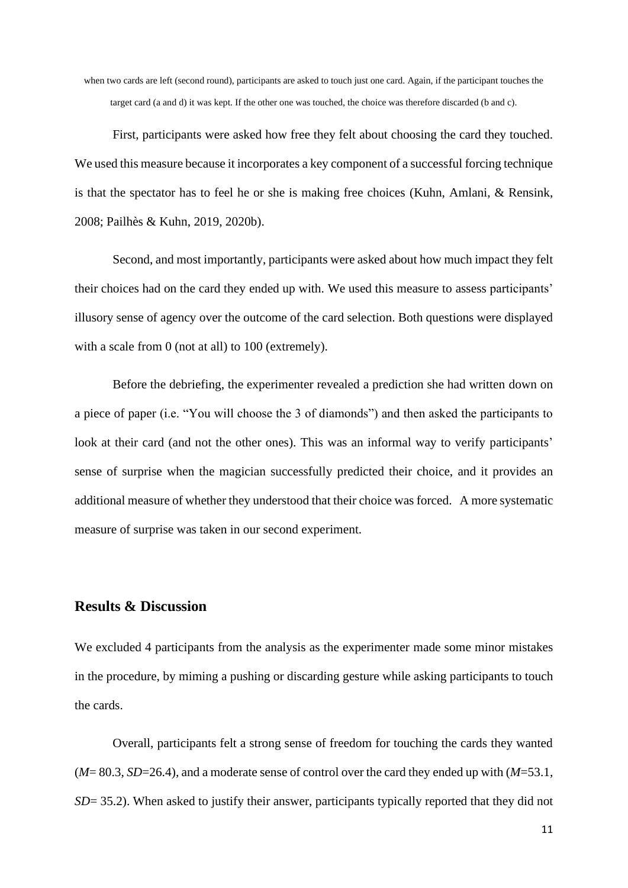when two cards are left (second round), participants are asked to touch just one card. Again, if the participant touches the target card (a and d) it was kept. If the other one was touched, the choice was therefore discarded (b and c).

First, participants were asked how free they felt about choosing the card they touched. We used this measure because it incorporates a key component of a successful forcing technique is that the spectator has to feel he or she is making free choices (Kuhn, Amlani, & Rensink, 2008; Pailhès & Kuhn, 2019, 2020b).

Second, and most importantly, participants were asked about how much impact they felt their choices had on the card they ended up with. We used this measure to assess participants' illusory sense of agency over the outcome of the card selection. Both questions were displayed with a scale from 0 (not at all) to 100 (extremely).

Before the debriefing, the experimenter revealed a prediction she had written down on a piece of paper (i.e. "You will choose the 3 of diamonds") and then asked the participants to look at their card (and not the other ones). This was an informal way to verify participants' sense of surprise when the magician successfully predicted their choice, and it provides an additional measure of whether they understood that their choice was forced. A more systematic measure of surprise was taken in our second experiment.

## Results & Discussion

We excluded 4 participants from the analysis as the experimenter made some minor mistakes in the procedure, by miming a pushing or discarding gesture while asking participants to touch the cards.

Overall, participants felt a strong sense of freedom for touching the cards they wanted ($M$= 80.3, $SD$=26.4), and a moderate sense of control over the card they ended up with ($M$=53.1, $SD$= 35.2). When asked to justify their answer, participants typically reported that they did not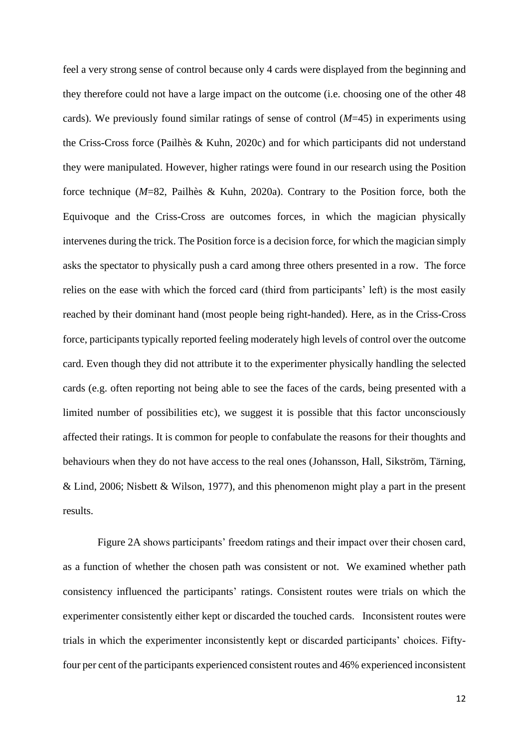feel a very strong sense of control because only 4 cards were displayed from the beginning and they therefore could not have a large impact on the outcome (i.e. choosing one of the other 48 cards). We previously found similar ratings of sense of control (*M*=45) in experiments using the Criss-Cross force (Pailhès & Kuhn, 2020c) and for which participants did not understand they were manipulated. However, higher ratings were found in our research using the Position force technique (*M*=82, Pailhès & Kuhn, 2020a). Contrary to the Position force, both the Equivoque and the Criss-Cross are outcomes forces, in which the magician physically intervenes during the trick. The Position force is a decision force, for which the magician simply asks the spectator to physically push a card among three others presented in a row. The force relies on the ease with which the forced card (third from participants' left) is the most easily reached by their dominant hand (most people being right-handed). Here, as in the Criss-Cross force, participants typically reported feeling moderately high levels of control over the outcome card. Even though they did not attribute it to the experimenter physically handling the selected cards (e.g. often reporting not being able to see the faces of the cards, being presented with a limited number of possibilities etc), we suggest it is possible that this factor unconsciously affected their ratings. It is common for people to confabulate the reasons for their thoughts and behaviours when they do not have access to the real ones (Johansson, Hall, Sikström, Tärning, & Lind, 2006; Nisbett & Wilson, 1977), and this phenomenon might play a part in the present results.

Figure 2A shows participants' freedom ratings and their impact over their chosen card, as a function of whether the chosen path was consistent or not. We examined whether path consistency influenced the participants' ratings. Consistent routes were trials on which the experimenter consistently either kept or discarded the touched cards. Inconsistent routes were trials in which the experimenter inconsistently kept or discarded participants' choices. Fifty-four per cent of the participants experienced consistent routes and 46% experienced inconsistent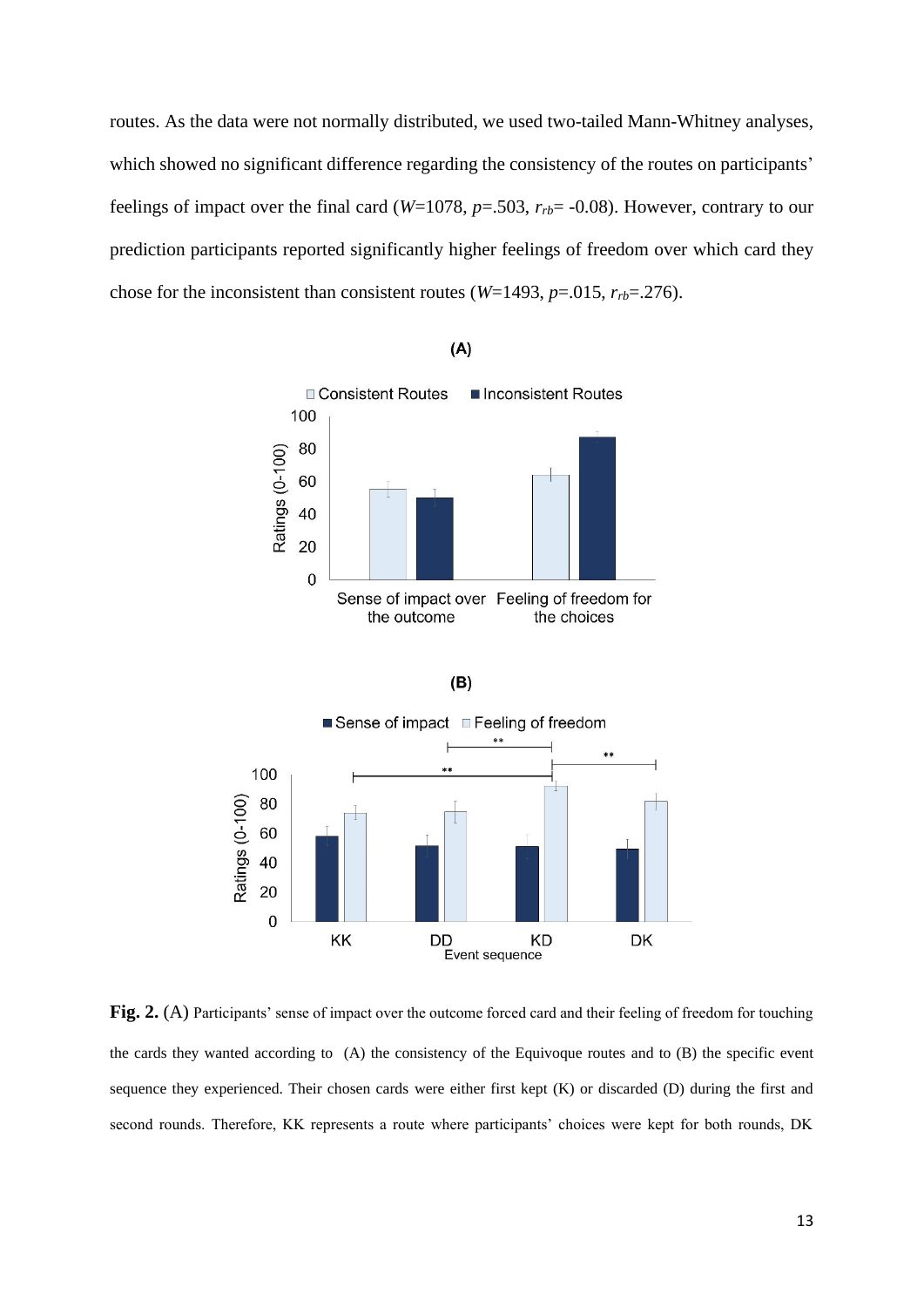routes. As the data were not normally distributed, we used two-tailed Mann-Whitney analyses, which showed no significant difference regarding the consistency of the routes on participants' feelings of impact over the final card ($W$=1078, $p$=.503, $r_{rb}$= -0.08). However, contrary to our prediction participants reported significantly higher feelings of freedom over which card they chose for the inconsistent than consistent routes ($W$=1493, $p$=.015, $r_{rb}$=.276).

**Fig. 2.** (A) Participants' sense of impact over the outcome forced card and their feeling of freedom for touching the cards they wanted according to (A) the consistency of the Equivoque routes and to (B) the specific event sequence they experienced. Their chosen cards were either first kept (K) or discarded (D) during the first and second rounds. Therefore, KK represents a route where participants' choices were kept for both rounds, DK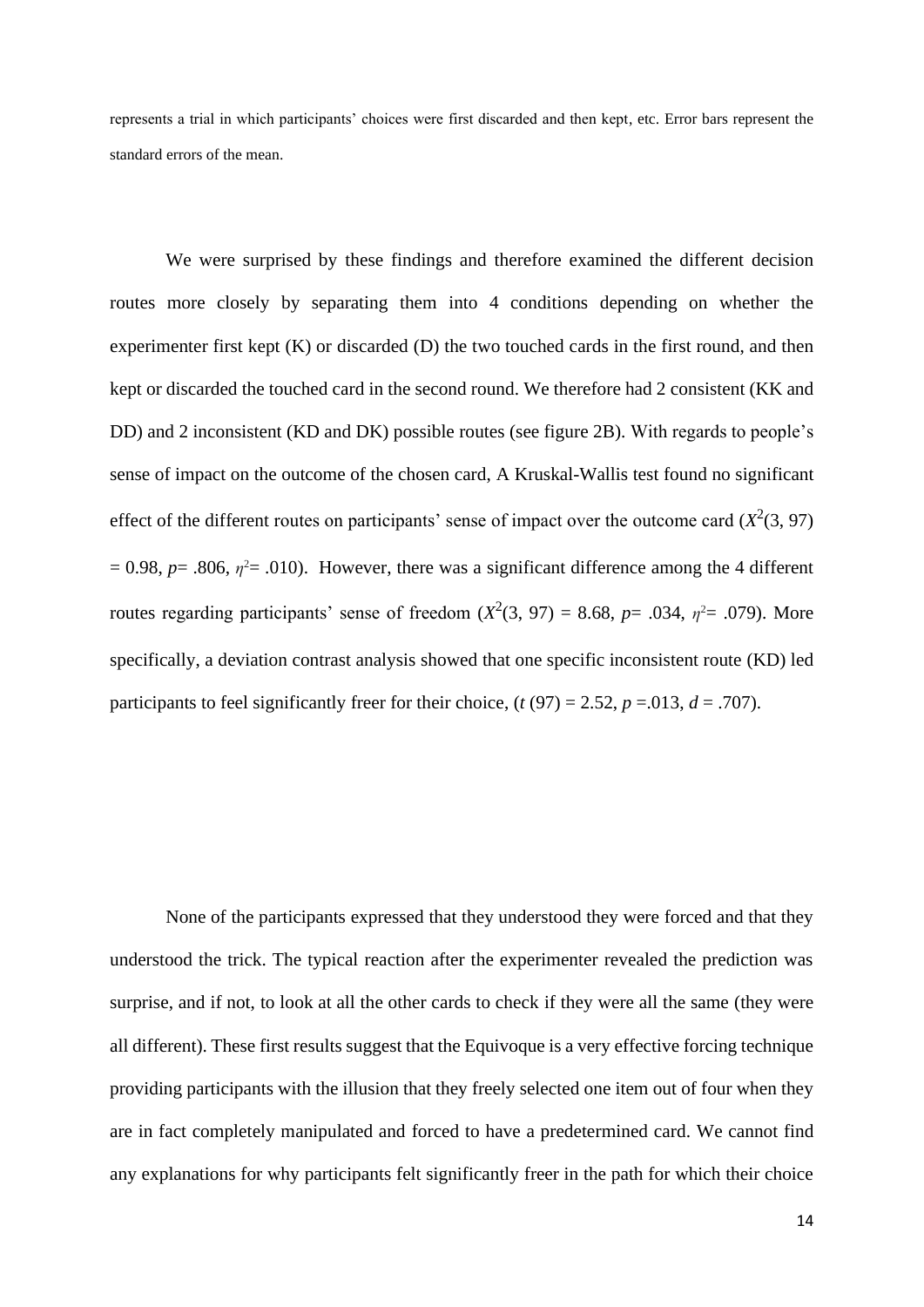represents a trial in which participants' choices were first discarded and then kept, etc. Error bars represent the standard errors of the mean.

We were surprised by these findings and therefore examined the different decision routes more closely by separating them into 4 conditions depending on whether the experimenter first kept (K) or discarded (D) the two touched cards in the first round, and then kept or discarded the touched card in the second round. We therefore had 2 consistent (KK and DD) and 2 inconsistent (KD and DK) possible routes (see figure 2B). With regards to people's sense of impact on the outcome of the chosen card, A Kruskal-Wallis test found no significant effect of the different routes on participants' sense of impact over the outcome card ($X^2(3, 97) = 0.98$, $p = .806$, $\eta^2 = .010$). However, there was a significant difference among the 4 different routes regarding participants' sense of freedom ($X^2(3, 97) = 8.68$, $p = .034$, $\eta^2 = .079$). More specifically, a deviation contrast analysis showed that one specific inconsistent route (KD) led participants to feel significantly freer for their choice, ($t(97) = 2.52$, $p = .013$, $d = .707$).

None of the participants expressed that they understood they were forced and that they understood the trick. The typical reaction after the experimenter revealed the prediction was surprise, and if not, to look at all the other cards to check if they were all the same (they were all different). These first results suggest that the Equivoque is a very effective forcing technique providing participants with the illusion that they freely selected one item out of four when they are in fact completely manipulated and forced to have a predetermined card. We cannot find any explanations for why participants felt significantly freer in the path for which their choice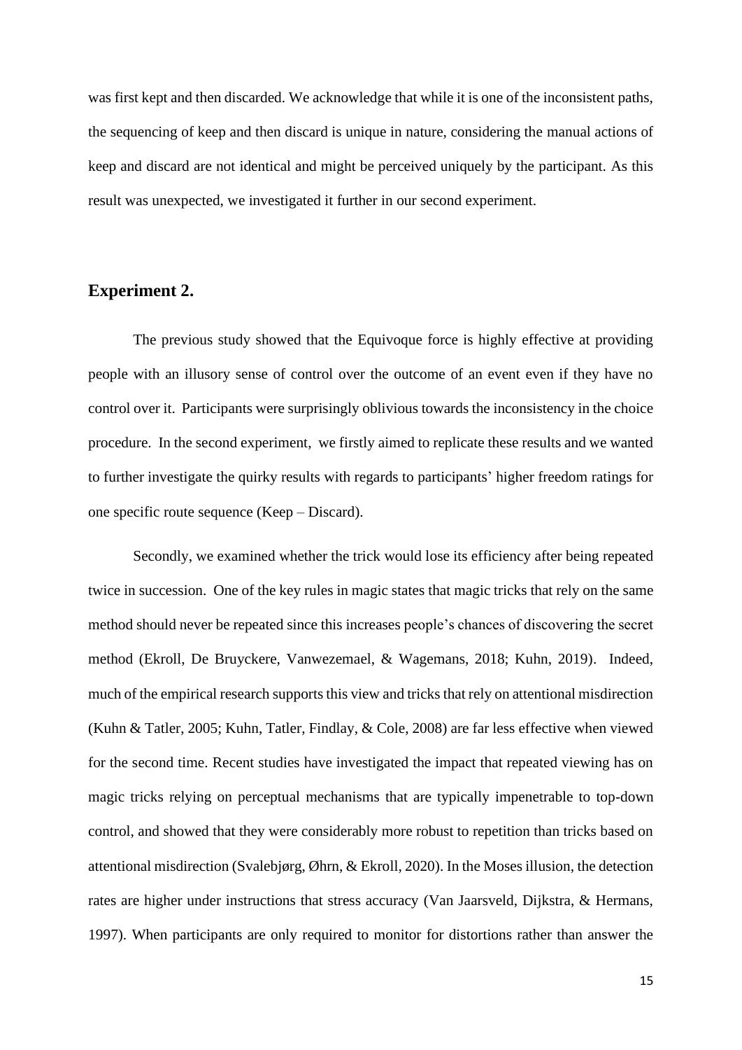was first kept and then discarded. We acknowledge that while it is one of the inconsistent paths, the sequencing of keep and then discard is unique in nature, considering the manual actions of keep and discard are not identical and might be perceived uniquely by the participant. As this result was unexpected, we investigated it further in our second experiment.

## Experiment 2.

The previous study showed that the Equivoque force is highly effective at providing people with an illusory sense of control over the outcome of an event even if they have no control over it. Participants were surprisingly oblivious towards the inconsistency in the choice procedure. In the second experiment, we firstly aimed to replicate these results and we wanted to further investigate the quirky results with regards to participants' higher freedom ratings for one specific route sequence (Keep – Discard).

Secondly, we examined whether the trick would lose its efficiency after being repeated twice in succession. One of the key rules in magic states that magic tricks that rely on the same method should never be repeated since this increases people's chances of discovering the secret method (Ekroll, De Bruyckere, Vanwezemael, & Wagemans, 2018; Kuhn, 2019). Indeed, much of the empirical research supports this view and tricks that rely on attentional misdirection (Kuhn & Tatler, 2005; Kuhn, Tatler, Findlay, & Cole, 2008) are far less effective when viewed for the second time. Recent studies have investigated the impact that repeated viewing has on magic tricks relying on perceptual mechanisms that are typically impenetrable to top-down control, and showed that they were considerably more robust to repetition than tricks based on attentional misdirection (Svalebjørg, Øhrn, & Ekroll, 2020). In the Moses illusion, the detection rates are higher under instructions that stress accuracy (Van Jaarsveld, Dijkstra, & Hermans, 1997). When participants are only required to monitor for distortions rather than answer the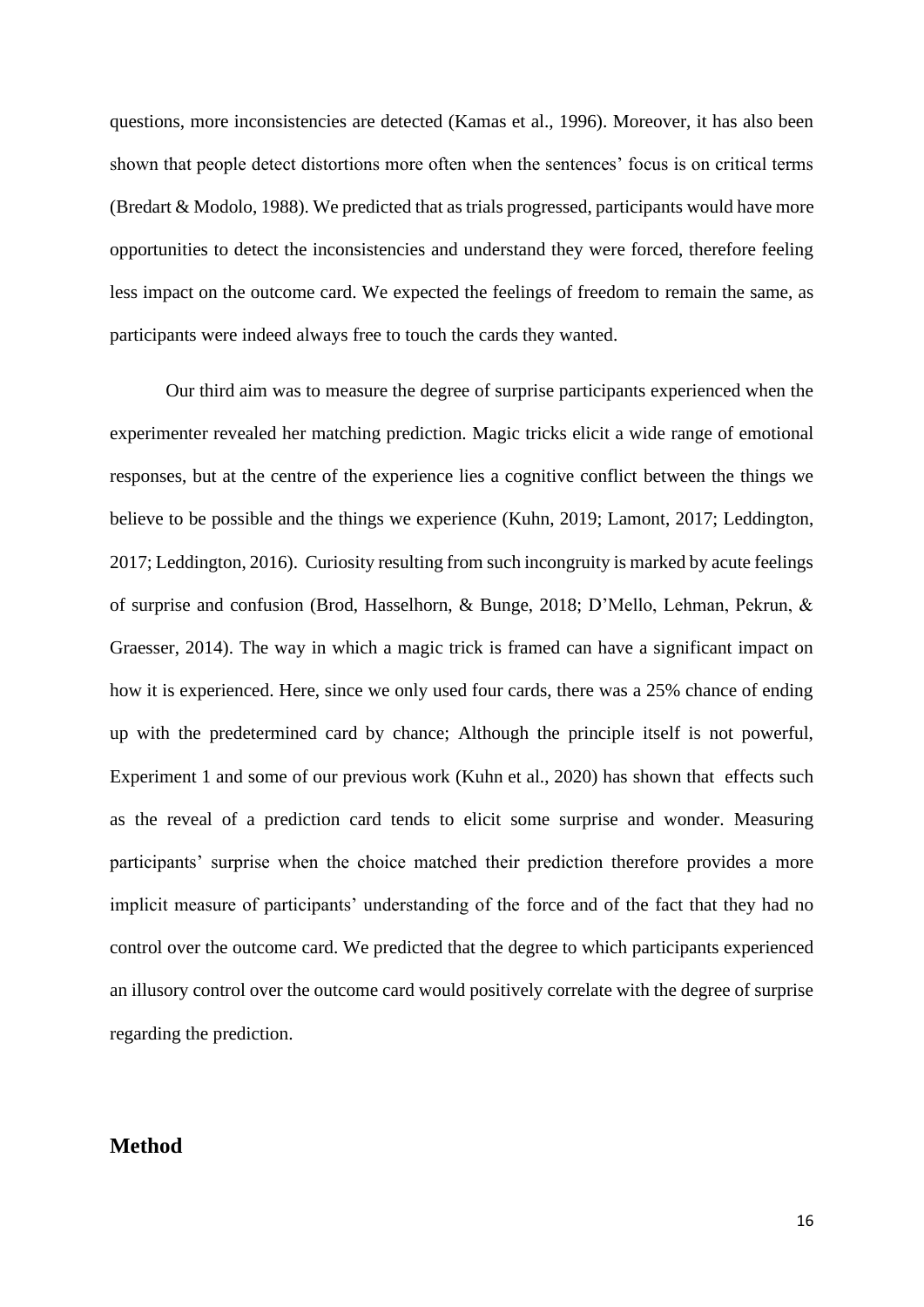questions, more inconsistencies are detected (Kamas et al., 1996). Moreover, it has also been shown that people detect distortions more often when the sentences' focus is on critical terms (Bredart & Modolo, 1988). We predicted that as trials progressed, participants would have more opportunities to detect the inconsistencies and understand they were forced, therefore feeling less impact on the outcome card. We expected the feelings of freedom to remain the same, as participants were indeed always free to touch the cards they wanted.

Our third aim was to measure the degree of surprise participants experienced when the experimenter revealed her matching prediction. Magic tricks elicit a wide range of emotional responses, but at the centre of the experience lies a cognitive conflict between the things we believe to be possible and the things we experience (Kuhn, 2019; Lamont, 2017; Leddington, 2017; Leddington, 2016). Curiosity resulting from such incongruity is marked by acute feelings of surprise and confusion (Brod, Hasselhorn, & Bunge, 2018; D'Mello, Lehman, Pekrun, & Graesser, 2014). The way in which a magic trick is framed can have a significant impact on how it is experienced. Here, since we only used four cards, there was a 25% chance of ending up with the predetermined card by chance; Although the principle itself is not powerful, Experiment 1 and some of our previous work (Kuhn et al., 2020) has shown that effects such as the reveal of a prediction card tends to elicit some surprise and wonder. Measuring participants' surprise when the choice matched their prediction therefore provides a more implicit measure of participants' understanding of the force and of the fact that they had no control over the outcome card. We predicted that the degree to which participants experienced an illusory control over the outcome card would positively correlate with the degree of surprise regarding the prediction.

## Method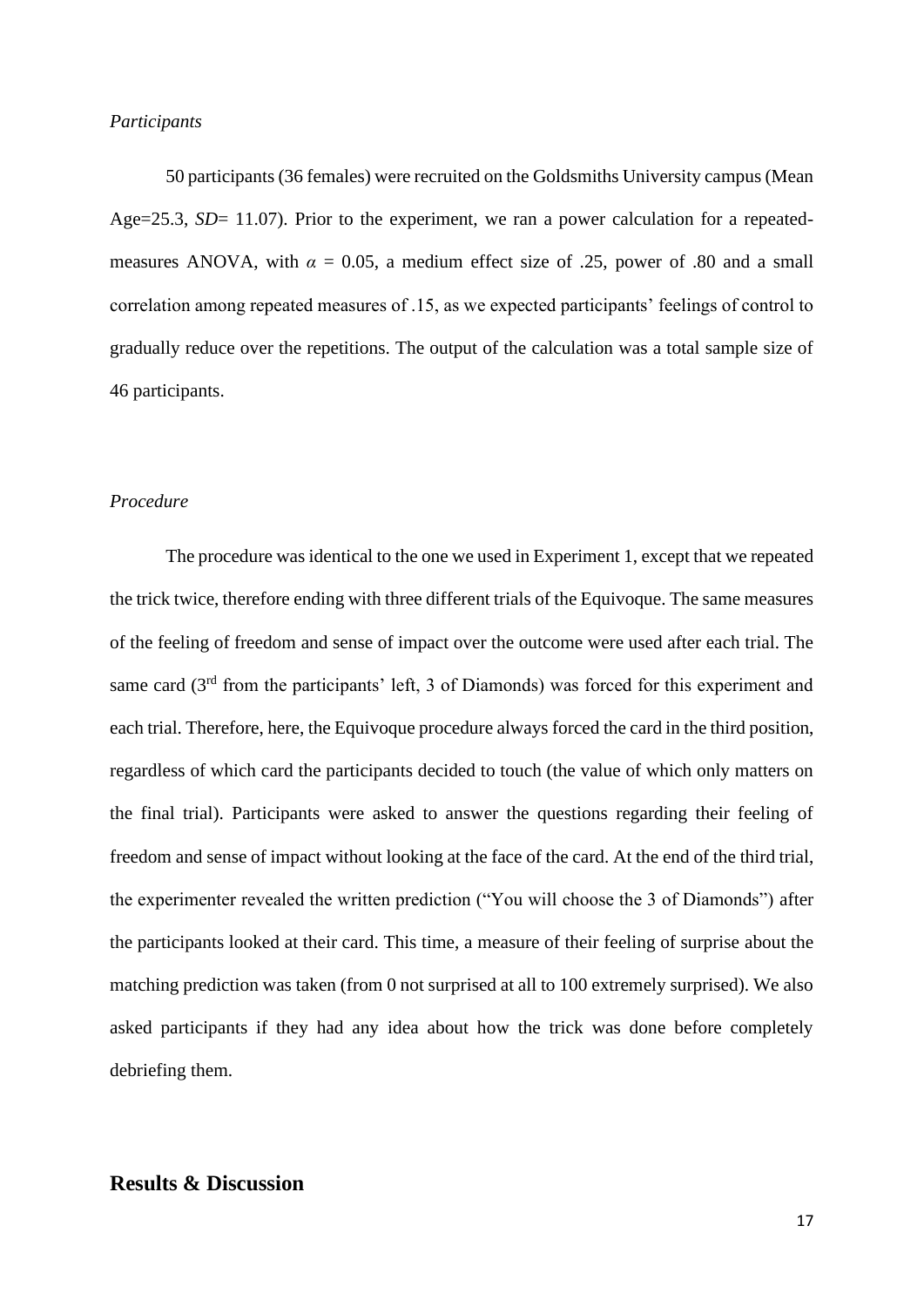*Participants*

50 participants (36 females) were recruited on the Goldsmiths University campus (Mean Age=25.3, *SD*= 11.07). Prior to the experiment, we ran a power calculation for a repeated-measures ANOVA, with $\alpha$ = 0.05, a medium effect size of .25, power of .80 and a small correlation among repeated measures of .15, as we expected participants' feelings of control to gradually reduce over the repetitions. The output of the calculation was a total sample size of 46 participants.

*Procedure*

The procedure was identical to the one we used in Experiment 1, except that we repeated the trick twice, therefore ending with three different trials of the Equivoque. The same measures of the feeling of freedom and sense of impact over the outcome were used after each trial. The same card (3rd from the participants' left, 3 of Diamonds) was forced for this experiment and each trial. Therefore, here, the Equivoque procedure always forced the card in the third position, regardless of which card the participants decided to touch (the value of which only matters on the final trial). Participants were asked to answer the questions regarding their feeling of freedom and sense of impact without looking at the face of the card. At the end of the third trial, the experimenter revealed the written prediction ("You will choose the 3 of Diamonds") after the participants looked at their card. This time, a measure of their feeling of surprise about the matching prediction was taken (from 0 not surprised at all to 100 extremely surprised). We also asked participants if they had any idea about how the trick was done before completely debriefing them.

## Results & Discussion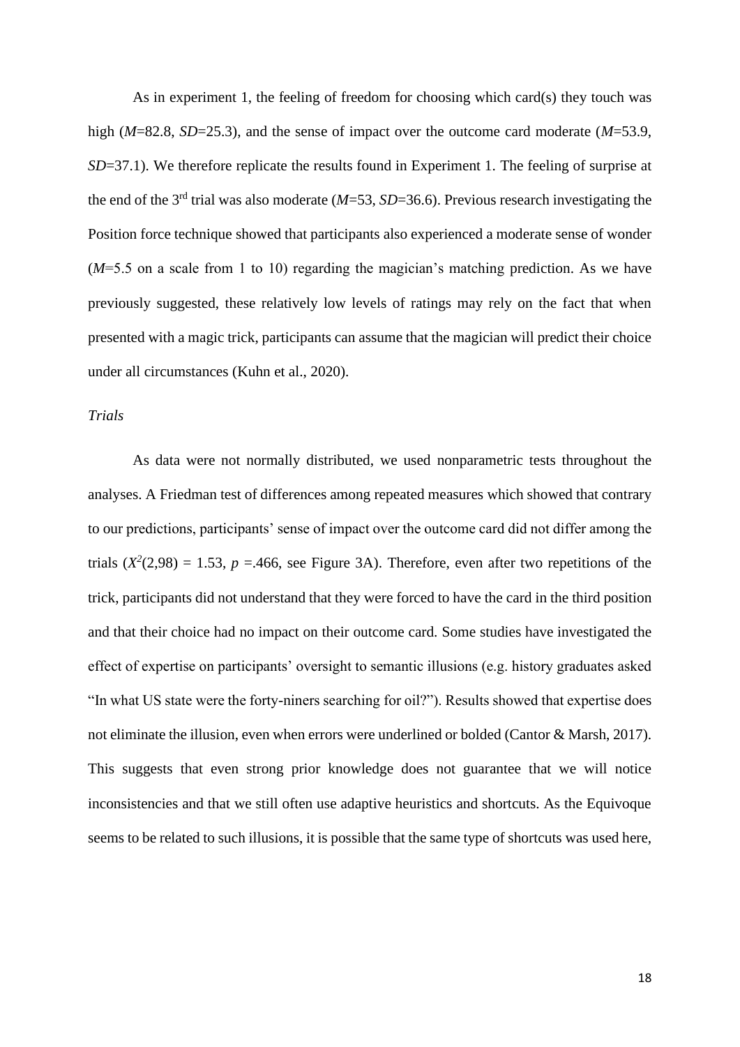As in experiment 1, the feeling of freedom for choosing which card(s) they touch was high (*M*=82.8, *SD*=25.3), and the sense of impact over the outcome card moderate (*M*=53.9, *SD*=37.1). We therefore replicate the results found in Experiment 1. The feeling of surprise at the end of the 3rd trial was also moderate (*M*=53, *SD*=36.6). Previous research investigating the Position force technique showed that participants also experienced a moderate sense of wonder (*M*=5.5 on a scale from 1 to 10) regarding the magician's matching prediction. As we have previously suggested, these relatively low levels of ratings may rely on the fact that when presented with a magic trick, participants can assume that the magician will predict their choice under all circumstances (Kuhn et al., 2020).

*Trials*

As data were not normally distributed, we used nonparametric tests throughout the analyses. A Friedman test of differences among repeated measures which showed that contrary to our predictions, participants' sense of impact over the outcome card did not differ among the trials ($X^2(2,98)$ = 1.53, *p* =.466, see Figure 3A). Therefore, even after two repetitions of the trick, participants did not understand that they were forced to have the card in the third position and that their choice had no impact on their outcome card. Some studies have investigated the effect of expertise on participants' oversight to semantic illusions (e.g. history graduates asked "In what US state were the forty-niners searching for oil?"). Results showed that expertise does not eliminate the illusion, even when errors were underlined or bolded (Cantor & Marsh, 2017). This suggests that even strong prior knowledge does not guarantee that we will notice inconsistencies and that we still often use adaptive heuristics and shortcuts. As the Equivoque seems to be related to such illusions, it is possible that the same type of shortcuts was used here,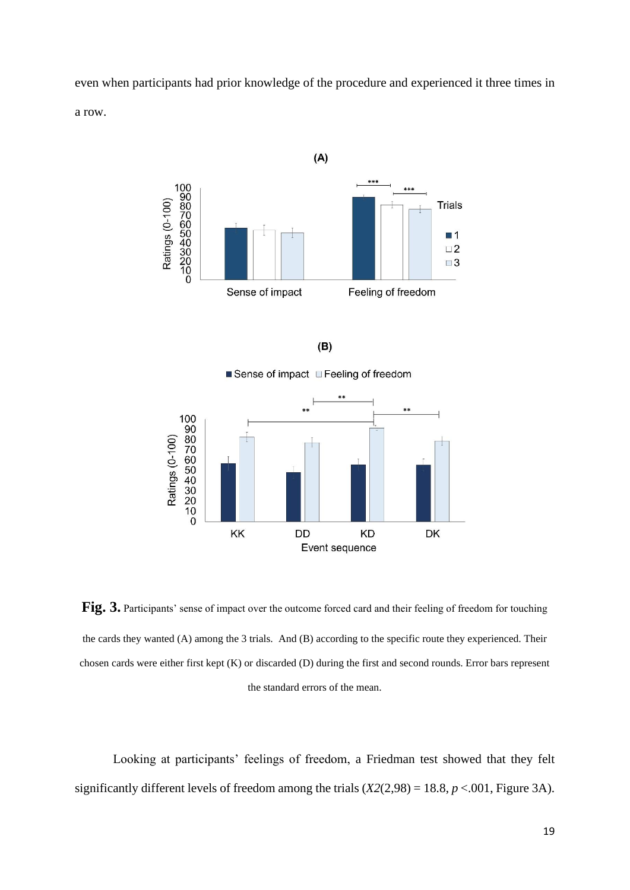even when participants had prior knowledge of the procedure and experienced it three times in a row.

**Fig. 3.** Participants' sense of impact over the outcome forced card and their feeling of freedom for touching the cards they wanted (A) among the 3 trials. And (B) according to the specific route they experienced. Their chosen cards were either first kept (K) or discarded (D) during the first and second rounds. Error bars represent the standard errors of the mean.

Looking at participants' feelings of freedom, a Friedman test showed that they felt significantly different levels of freedom among the trials ($X2(2,98) = 18.8$, $p < .001$, Figure 3A).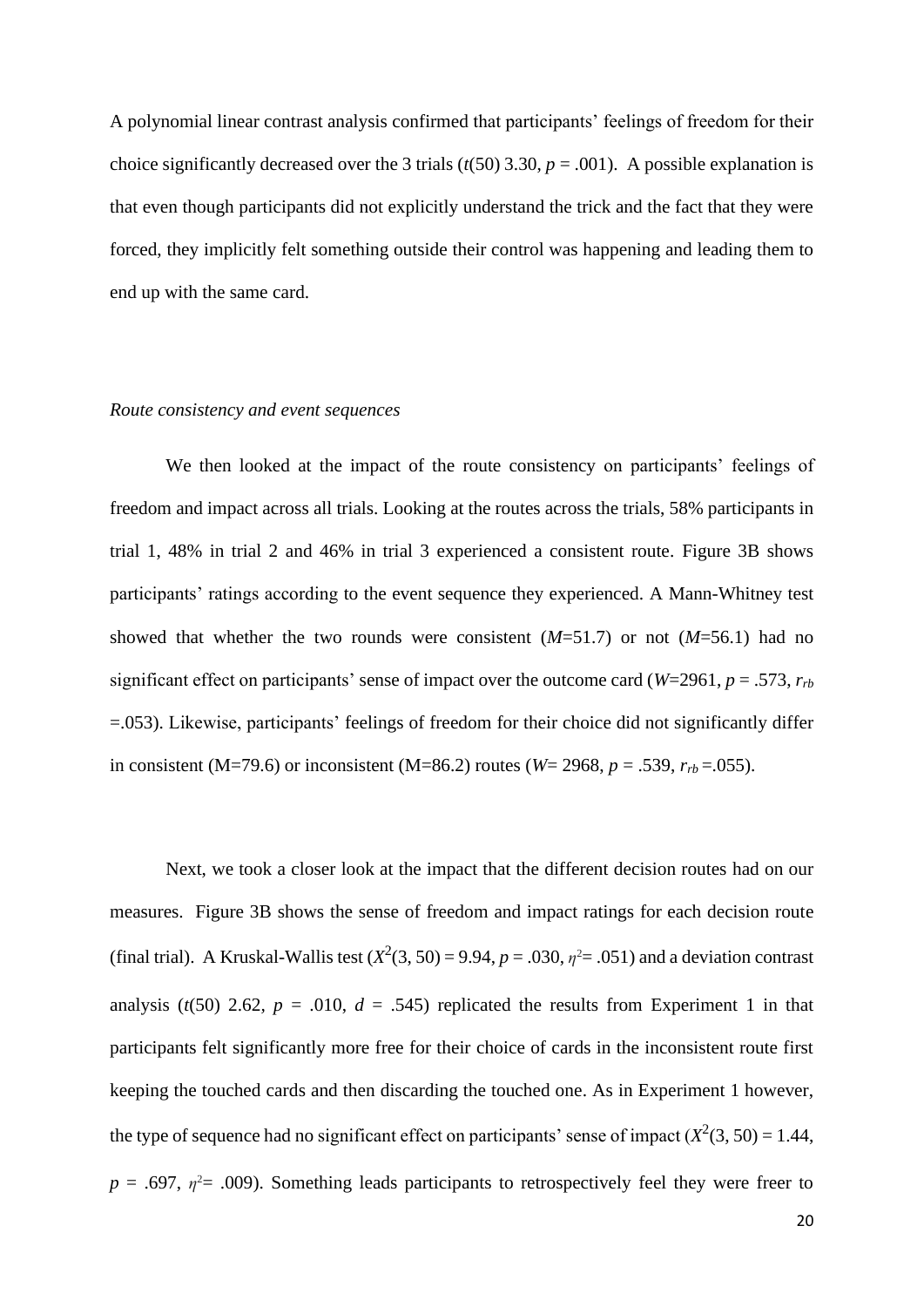A polynomial linear contrast analysis confirmed that participants' feelings of freedom for their choice significantly decreased over the 3 trials ($t(50)$ 3.30, $p$ = .001). A possible explanation is that even though participants did not explicitly understand the trick and the fact that they were forced, they implicitly felt something outside their control was happening and leading them to end up with the same card.

*Route consistency and event sequences*

We then looked at the impact of the route consistency on participants' feelings of freedom and impact across all trials. Looking at the routes across the trials, 58% participants in trial 1, 48% in trial 2 and 46% in trial 3 experienced a consistent route. Figure 3B shows participants' ratings according to the event sequence they experienced. A Mann-Whitney test showed that whether the two rounds were consistent ($M$=51.7) or not ($M$=56.1) had no significant effect on participants' sense of impact over the outcome card ($W$=2961, $p$ = .573, $r_{rb}$ =.053). Likewise, participants' feelings of freedom for their choice did not significantly differ in consistent (M=79.6) or inconsistent (M=86.2) routes ($W$= 2968, $p$ = .539, $r_{rb}$ =.055).

Next, we took a closer look at the impact that the different decision routes had on our measures. Figure 3B shows the sense of freedom and impact ratings for each decision route (final trial). A Kruskal-Wallis test ($X^2(3, 50)$ = 9.94, $p$ = .030, $\eta^2$= .051) and a deviation contrast analysis ($t(50)$ 2.62, $p$ = .010, $d$ = .545) replicated the results from Experiment 1 in that participants felt significantly more free for their choice of cards in the inconsistent route first keeping the touched cards and then discarding the touched one. As in Experiment 1 however, the type of sequence had no significant effect on participants' sense of impact ($X^2(3, 50)$ = 1.44, $p$ = .697, $\eta^2$= .009). Something leads participants to retrospectively feel they were freer to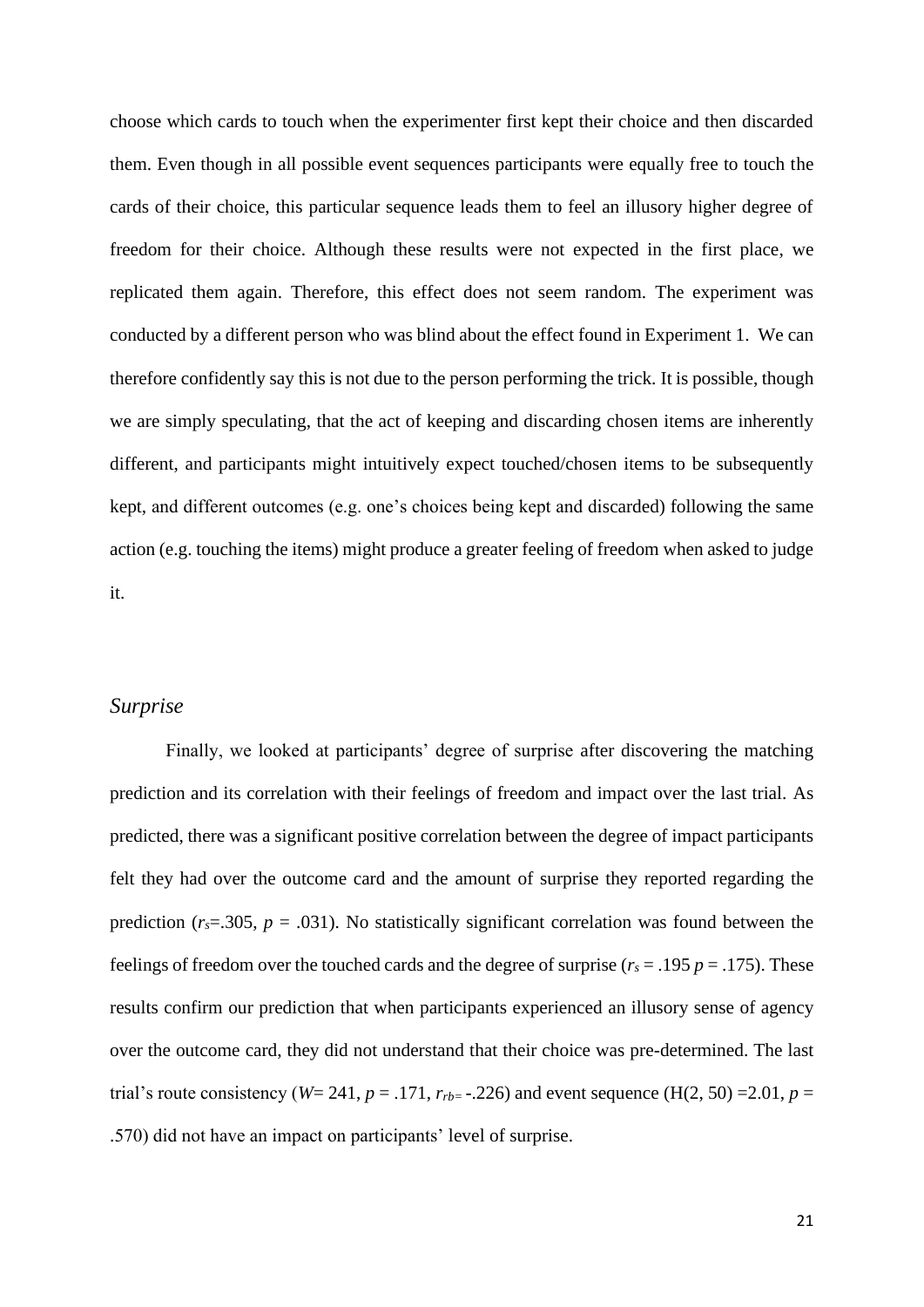choose which cards to touch when the experimenter first kept their choice and then discarded them. Even though in all possible event sequences participants were equally free to touch the cards of their choice, this particular sequence leads them to feel an illusory higher degree of freedom for their choice. Although these results were not expected in the first place, we replicated them again. Therefore, this effect does not seem random. The experiment was conducted by a different person who was blind about the effect found in Experiment 1. We can therefore confidently say this is not due to the person performing the trick. It is possible, though we are simply speculating, that the act of keeping and discarding chosen items are inherently different, and participants might intuitively expect touched/chosen items to be subsequently kept, and different outcomes (e.g. one's choices being kept and discarded) following the same action (e.g. touching the items) might produce a greater feeling of freedom when asked to judge it.

### *Surprise*

Finally, we looked at participants' degree of surprise after discovering the matching prediction and its correlation with their feelings of freedom and impact over the last trial. As predicted, there was a significant positive correlation between the degree of impact participants felt they had over the outcome card and the amount of surprise they reported regarding the prediction ($r_s$=.305, $p$ = .031). No statistically significant correlation was found between the feelings of freedom over the touched cards and the degree of surprise ($r_s$ = .195 $p$ = .175). These results confirm our prediction that when participants experienced an illusory sense of agency over the outcome card, they did not understand that their choice was pre-determined. The last trial's route consistency ($W$= 241, $p$ = .171, $r_{rb=}$ -.226) and event sequence (H(2, 50) =2.01, $p$ = .570) did not have an impact on participants' level of surprise.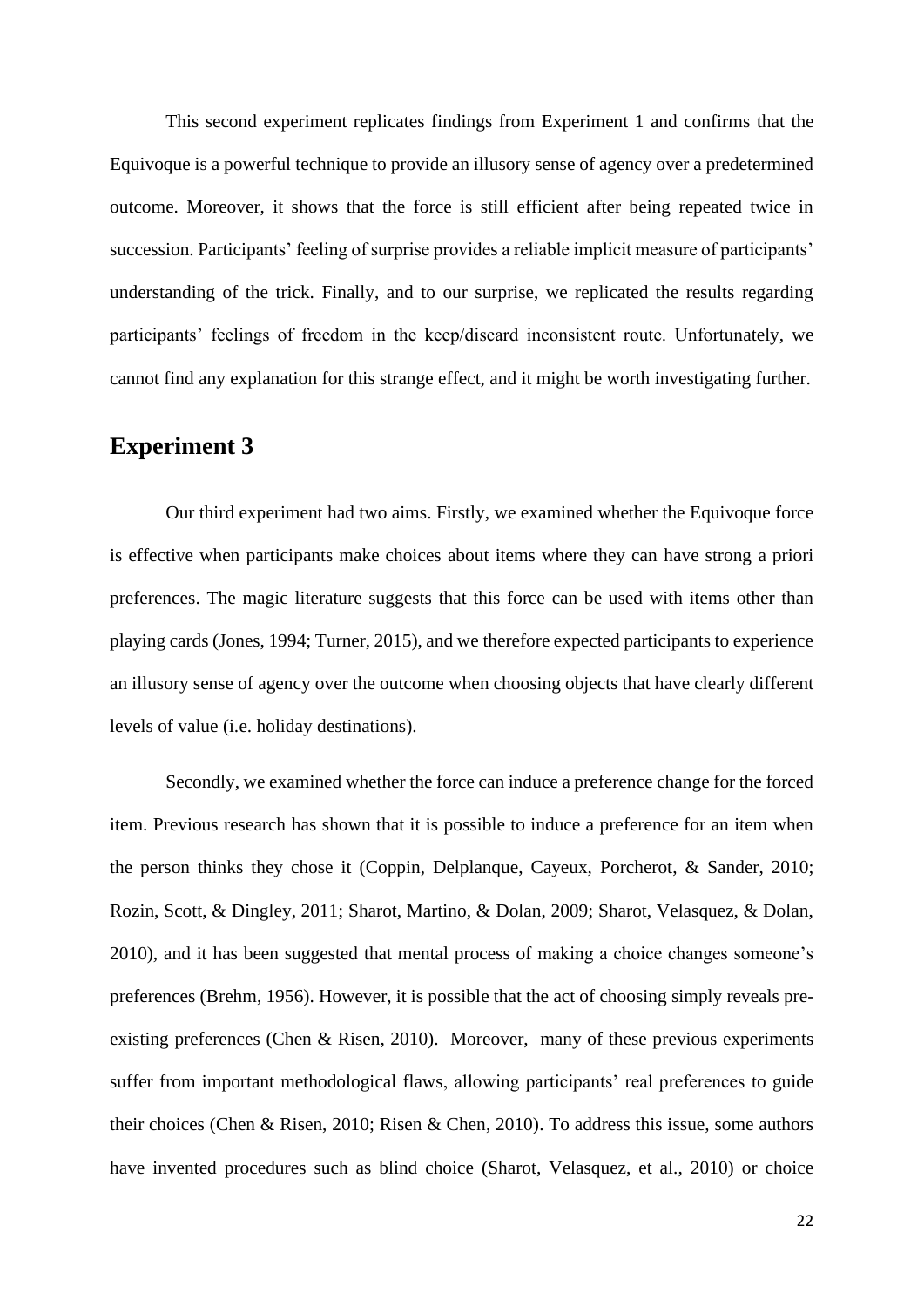This second experiment replicates findings from Experiment 1 and confirms that the Equivoque is a powerful technique to provide an illusory sense of agency over a predetermined outcome. Moreover, it shows that the force is still efficient after being repeated twice in succession. Participants' feeling of surprise provides a reliable implicit measure of participants' understanding of the trick. Finally, and to our surprise, we replicated the results regarding participants' feelings of freedom in the keep/discard inconsistent route. Unfortunately, we cannot find any explanation for this strange effect, and it might be worth investigating further.

## Experiment 3

Our third experiment had two aims. Firstly, we examined whether the Equivoque force is effective when participants make choices about items where they can have strong a priori preferences. The magic literature suggests that this force can be used with items other than playing cards (Jones, 1994; Turner, 2015), and we therefore expected participants to experience an illusory sense of agency over the outcome when choosing objects that have clearly different levels of value (i.e. holiday destinations).

Secondly, we examined whether the force can induce a preference change for the forced item. Previous research has shown that it is possible to induce a preference for an item when the person thinks they chose it (Coppin, Delplanque, Cayeux, Porcherot, & Sander, 2010; Rozin, Scott, & Dingley, 2011; Sharot, Martino, & Dolan, 2009; Sharot, Velasquez, & Dolan, 2010), and it has been suggested that mental process of making a choice changes someone's preferences (Brehm, 1956). However, it is possible that the act of choosing simply reveals pre-existing preferences (Chen & Risen, 2010). Moreover, many of these previous experiments suffer from important methodological flaws, allowing participants' real preferences to guide their choices (Chen & Risen, 2010; Risen & Chen, 2010). To address this issue, some authors have invented procedures such as blind choice (Sharot, Velasquez, et al., 2010) or choice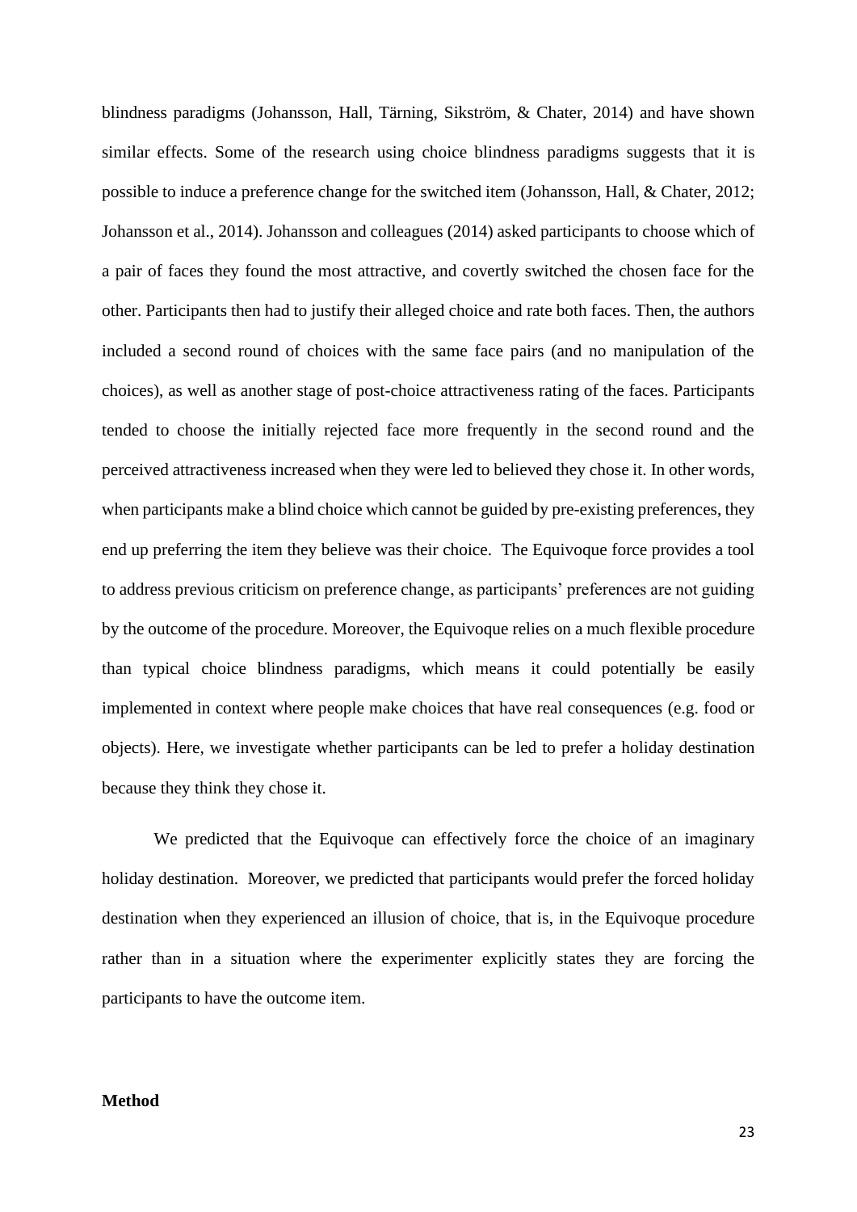blindness paradigms (Johansson, Hall, Tärning, Sikström, & Chater, 2014) and have shown similar effects. Some of the research using choice blindness paradigms suggests that it is possible to induce a preference change for the switched item (Johansson, Hall, & Chater, 2012; Johansson et al., 2014). Johansson and colleagues (2014) asked participants to choose which of a pair of faces they found the most attractive, and covertly switched the chosen face for the other. Participants then had to justify their alleged choice and rate both faces. Then, the authors included a second round of choices with the same face pairs (and no manipulation of the choices), as well as another stage of post-choice attractiveness rating of the faces. Participants tended to choose the initially rejected face more frequently in the second round and the perceived attractiveness increased when they were led to believed they chose it. In other words, when participants make a blind choice which cannot be guided by pre-existing preferences, they end up preferring the item they believe was their choice. The Equivoque force provides a tool to address previous criticism on preference change, as participants' preferences are not guiding by the outcome of the procedure. Moreover, the Equivoque relies on a much flexible procedure than typical choice blindness paradigms, which means it could potentially be easily implemented in context where people make choices that have real consequences (e.g. food or objects). Here, we investigate whether participants can be led to prefer a holiday destination because they think they chose it.

We predicted that the Equivoque can effectively force the choice of an imaginary holiday destination. Moreover, we predicted that participants would prefer the forced holiday destination when they experienced an illusion of choice, that is, in the Equivoque procedure rather than in a situation where the experimenter explicitly states they are forcing the participants to have the outcome item.

**Method**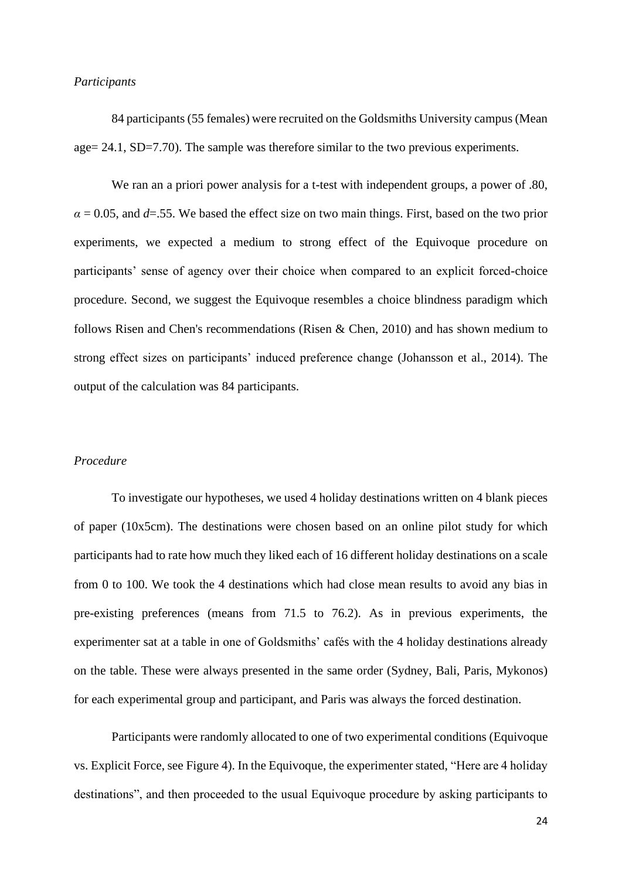*Participants*

84 participants (55 females) were recruited on the Goldsmiths University campus (Mean age= 24.1, SD=7.70). The sample was therefore similar to the two previous experiments.

We ran an a priori power analysis for a t-test with independent groups, a power of .80, $\alpha = 0.05$, and $d$=.55. We based the effect size on two main things. First, based on the two prior experiments, we expected a medium to strong effect of the Equivoque procedure on participants' sense of agency over their choice when compared to an explicit forced-choice procedure. Second, we suggest the Equivoque resembles a choice blindness paradigm which follows Risen and Chen's recommendations (Risen & Chen, 2010) and has shown medium to strong effect sizes on participants' induced preference change (Johansson et al., 2014). The output of the calculation was 84 participants.

*Procedure*

To investigate our hypotheses, we used 4 holiday destinations written on 4 blank pieces of paper (10x5cm). The destinations were chosen based on an online pilot study for which participants had to rate how much they liked each of 16 different holiday destinations on a scale from 0 to 100. We took the 4 destinations which had close mean results to avoid any bias in pre-existing preferences (means from 71.5 to 76.2). As in previous experiments, the experimenter sat at a table in one of Goldsmiths' cafés with the 4 holiday destinations already on the table. These were always presented in the same order (Sydney, Bali, Paris, Mykonos) for each experimental group and participant, and Paris was always the forced destination.

Participants were randomly allocated to one of two experimental conditions (Equivoque vs. Explicit Force, see Figure 4). In the Equivoque, the experimenter stated, "Here are 4 holiday destinations", and then proceeded to the usual Equivoque procedure by asking participants to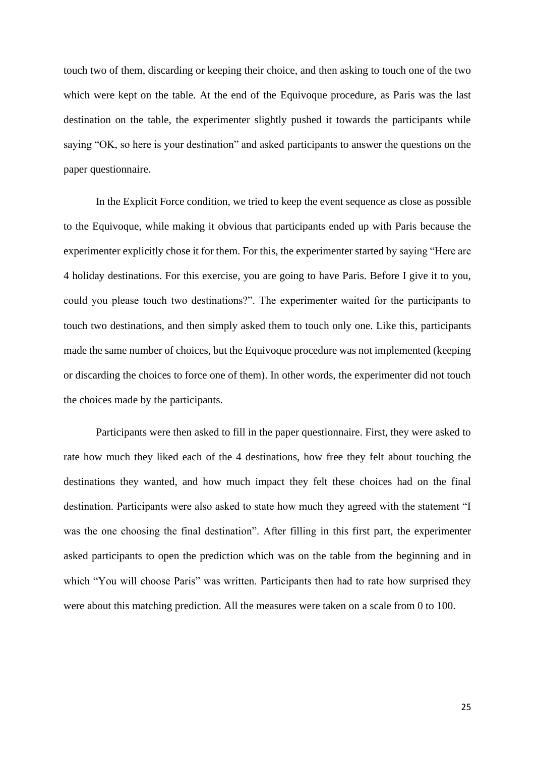touch two of them, discarding or keeping their choice, and then asking to touch one of the two which were kept on the table. At the end of the Equivoque procedure, as Paris was the last destination on the table, the experimenter slightly pushed it towards the participants while saying “OK, so here is your destination” and asked participants to answer the questions on the paper questionnaire.

In the Explicit Force condition, we tried to keep the event sequence as close as possible to the Equivoque, while making it obvious that participants ended up with Paris because the experimenter explicitly chose it for them. For this, the experimenter started by saying “Here are 4 holiday destinations. For this exercise, you are going to have Paris. Before I give it to you, could you please touch two destinations?”. The experimenter waited for the participants to touch two destinations, and then simply asked them to touch only one. Like this, participants made the same number of choices, but the Equivoque procedure was not implemented (keeping or discarding the choices to force one of them). In other words, the experimenter did not touch the choices made by the participants.

Participants were then asked to fill in the paper questionnaire. First, they were asked to rate how much they liked each of the 4 destinations, how free they felt about touching the destinations they wanted, and how much impact they felt these choices had on the final destination. Participants were also asked to state how much they agreed with the statement “I was the one choosing the final destination”. After filling in this first part, the experimenter asked participants to open the prediction which was on the table from the beginning and in which “You will choose Paris” was written. Participants then had to rate how surprised they were about this matching prediction. All the measures were taken on a scale from 0 to 100.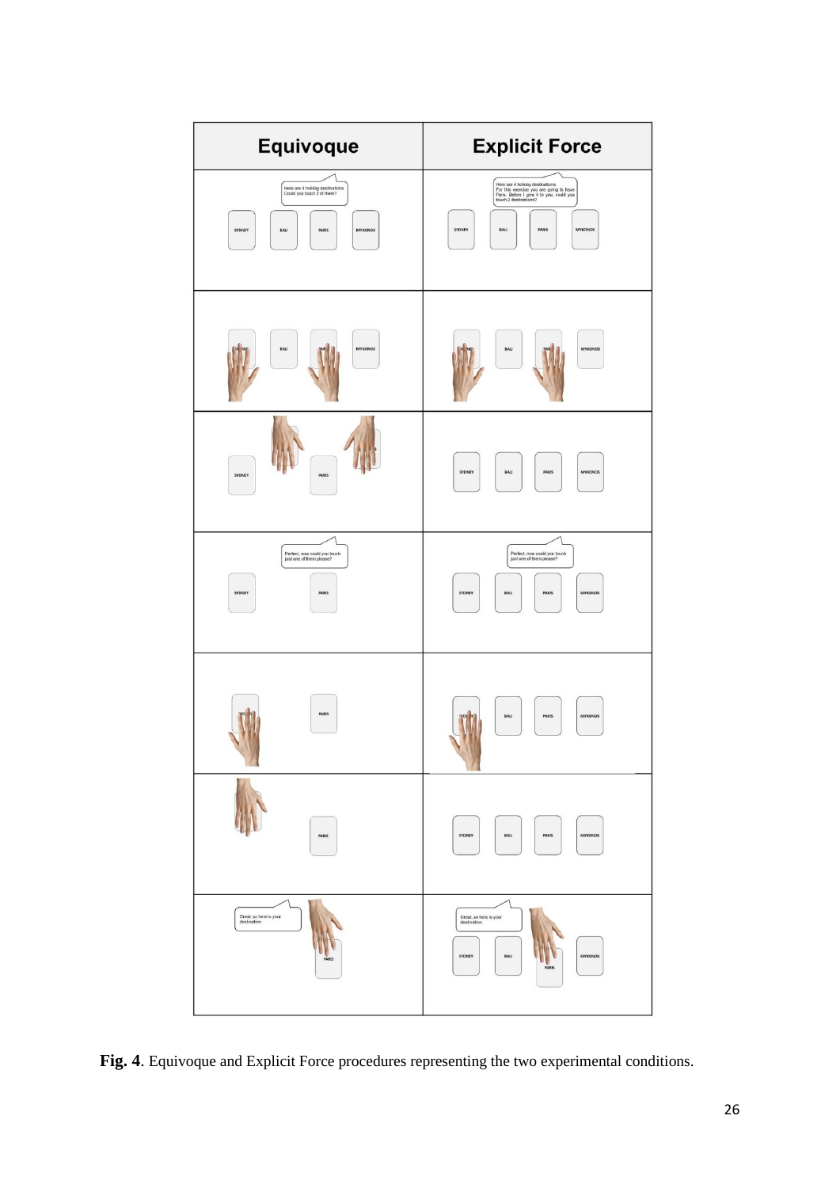**Fig. 4**. Equivoque and Explicit Force procedures representing the two experimental conditions.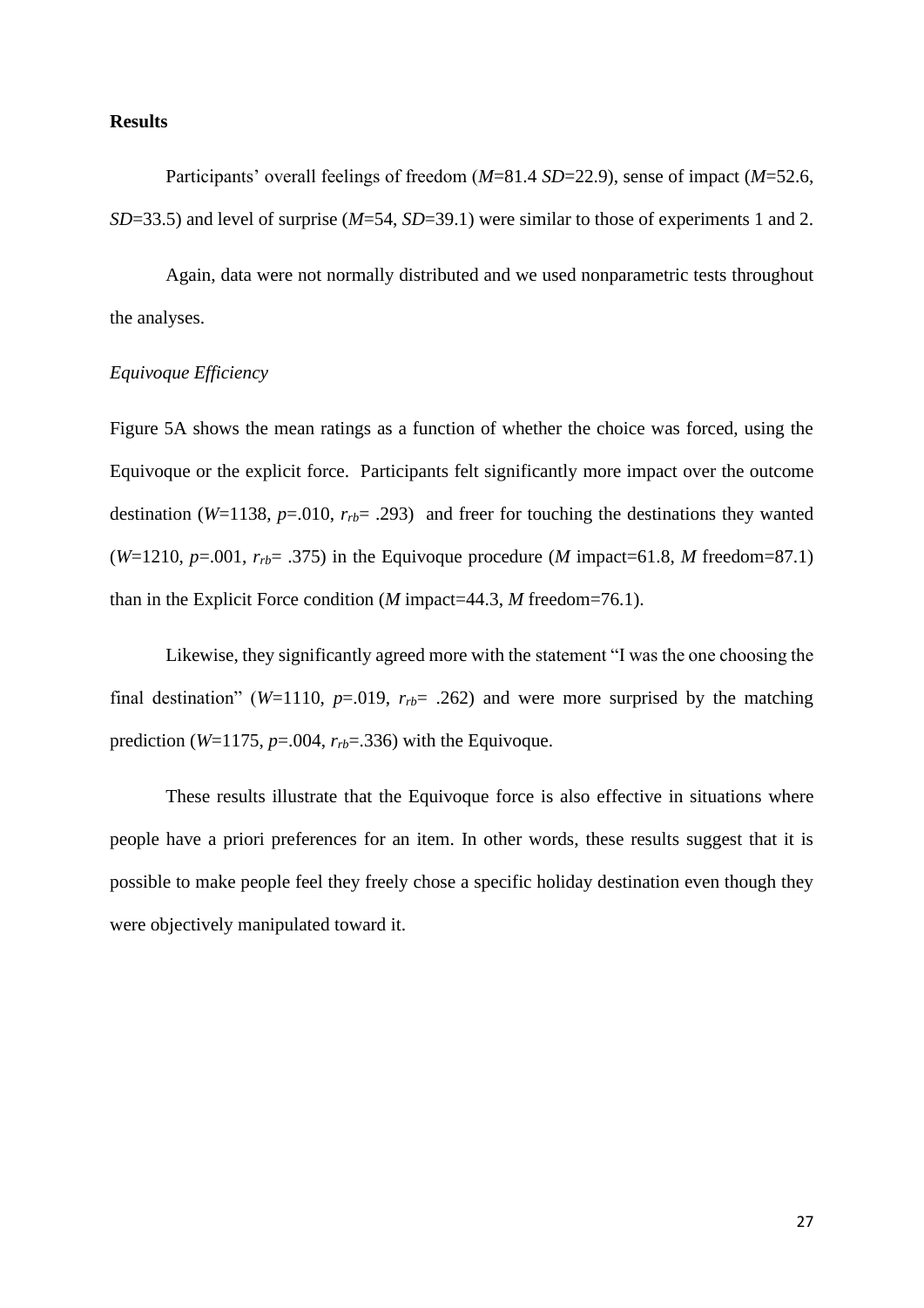**Results**

Participants' overall feelings of freedom ($M$=81.4 $SD$=22.9), sense of impact ($M$=52.6, $SD$=33.5) and level of surprise ($M$=54, $SD$=39.1) were similar to those of experiments 1 and 2.

Again, data were not normally distributed and we used nonparametric tests throughout the analyses.

*Equivoque Efficiency*

Figure 5A shows the mean ratings as a function of whether the choice was forced, using the Equivoque or the explicit force. Participants felt significantly more impact over the outcome destination ($W$=1138, $p$=.010, $r_{rb}$= .293) and freer for touching the destinations they wanted ($W$=1210, $p$=.001, $r_{rb}$= .375) in the Equivoque procedure ($M$ impact=61.8, $M$ freedom=87.1) than in the Explicit Force condition ($M$ impact=44.3, $M$ freedom=76.1).

Likewise, they significantly agreed more with the statement "I was the one choosing the final destination" ($W$=1110, $p$=.019, $r_{rb}$= .262) and were more surprised by the matching prediction ($W$=1175, $p$=.004, $r_{rb}$=.336) with the Equivoque.

These results illustrate that the Equivoque force is also effective in situations where people have a priori preferences for an item. In other words, these results suggest that it is possible to make people feel they freely chose a specific holiday destination even though they were objectively manipulated toward it.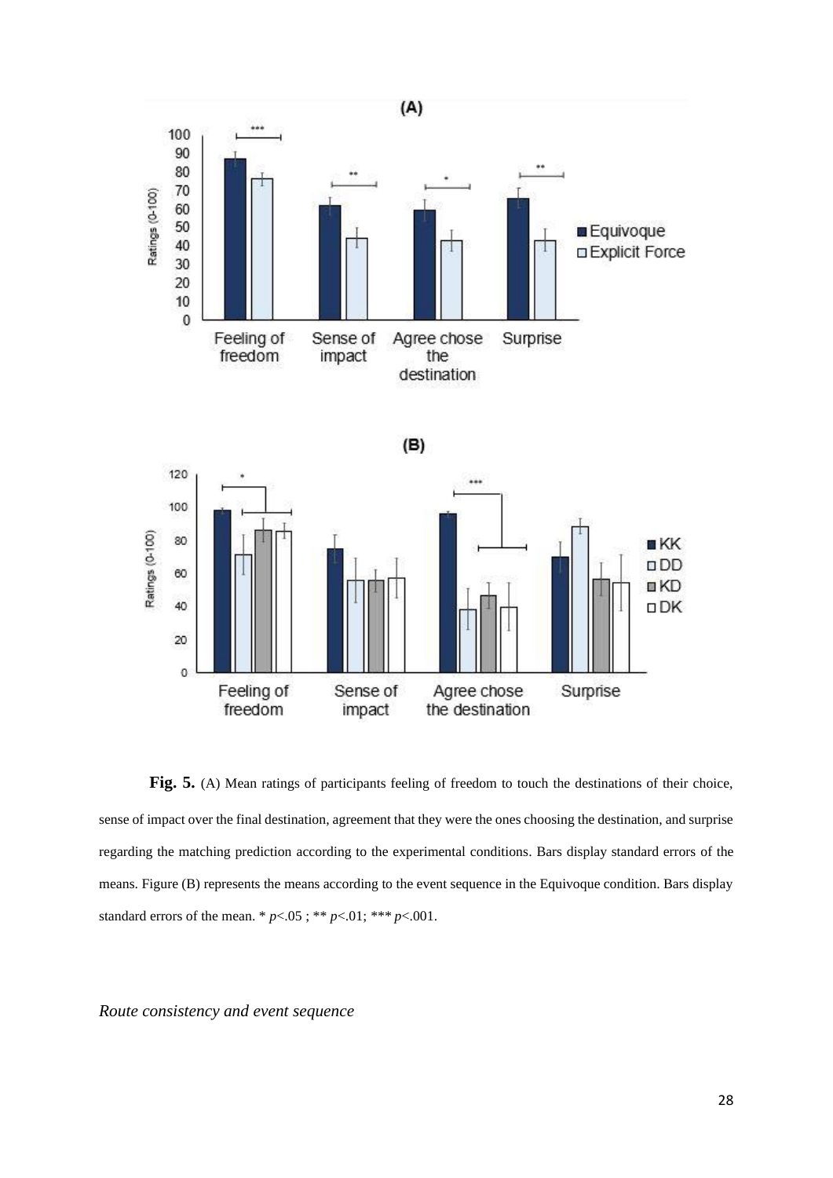**Fig. 5.** (A) Mean ratings of participants feeling of freedom to touch the destinations of their choice, sense of impact over the final destination, agreement that they were the ones choosing the destination, and surprise regarding the matching prediction according to the experimental conditions. Bars display standard errors of the means. Figure (B) represents the means according to the event sequence in the Equivoque condition. Bars display standard errors of the mean. * $p<.05$ ; ** $p<.01$; *** $p<.001$.

*Route consistency and event sequence*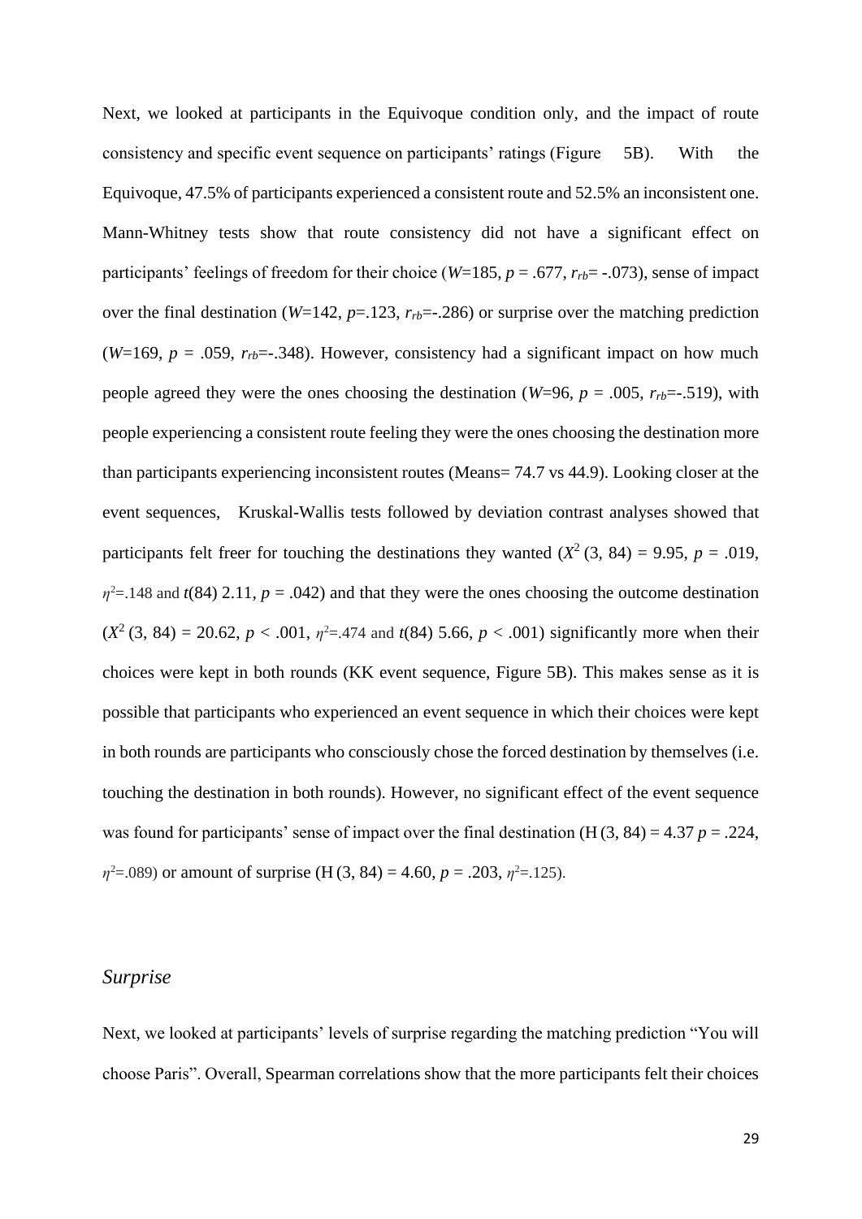Next, we looked at participants in the Equivoque condition only, and the impact of route consistency and specific event sequence on participants' ratings (Figure 5B). With the Equivoque, 47.5% of participants experienced a consistent route and 52.5% an inconsistent one. Mann-Whitney tests show that route consistency did not have a significant effect on participants' feelings of freedom for their choice ($W$=185, $p$ = .677, $r_{rb}$= -.073), sense of impact over the final destination ($W$=142, $p$=.123, $r_{rb}$=-.286) or surprise over the matching prediction ($W$=169, $p$ = .059, $r_{rb}$=-.348). However, consistency had a significant impact on how much people agreed they were the ones choosing the destination ($W$=96, $p$ = .005, $r_{rb}$=-.519), with people experiencing a consistent route feeling they were the ones choosing the destination more than participants experiencing inconsistent routes (Means= 74.7 vs 44.9). Looking closer at the event sequences, Kruskal-Wallis tests followed by deviation contrast analyses showed that participants felt freer for touching the destinations they wanted ($X^2$ (3, 84) = 9.95, $p$ = .019, $\eta^2$=.148 and $t$(84) 2.11, $p$ = .042) and that they were the ones choosing the outcome destination ($X^2$ (3, 84) = 20.62, $p$ < .001, $\eta^2$=.474 and $t$(84) 5.66, $p$ < .001) significantly more when their choices were kept in both rounds (KK event sequence, Figure 5B). This makes sense as it is possible that participants who experienced an event sequence in which their choices were kept in both rounds are participants who consciously chose the forced destination by themselves (i.e. touching the destination in both rounds). However, no significant effect of the event sequence was found for participants' sense of impact over the final destination (H (3, 84) = 4.37 $p$ = .224, $\eta^2$=.089) or amount of surprise (H (3, 84) = 4.60, $p$ = .203, $\eta^2$=.125).

### *Surprise*

Next, we looked at participants' levels of surprise regarding the matching prediction "You will choose Paris". Overall, Spearman correlations show that the more participants felt their choices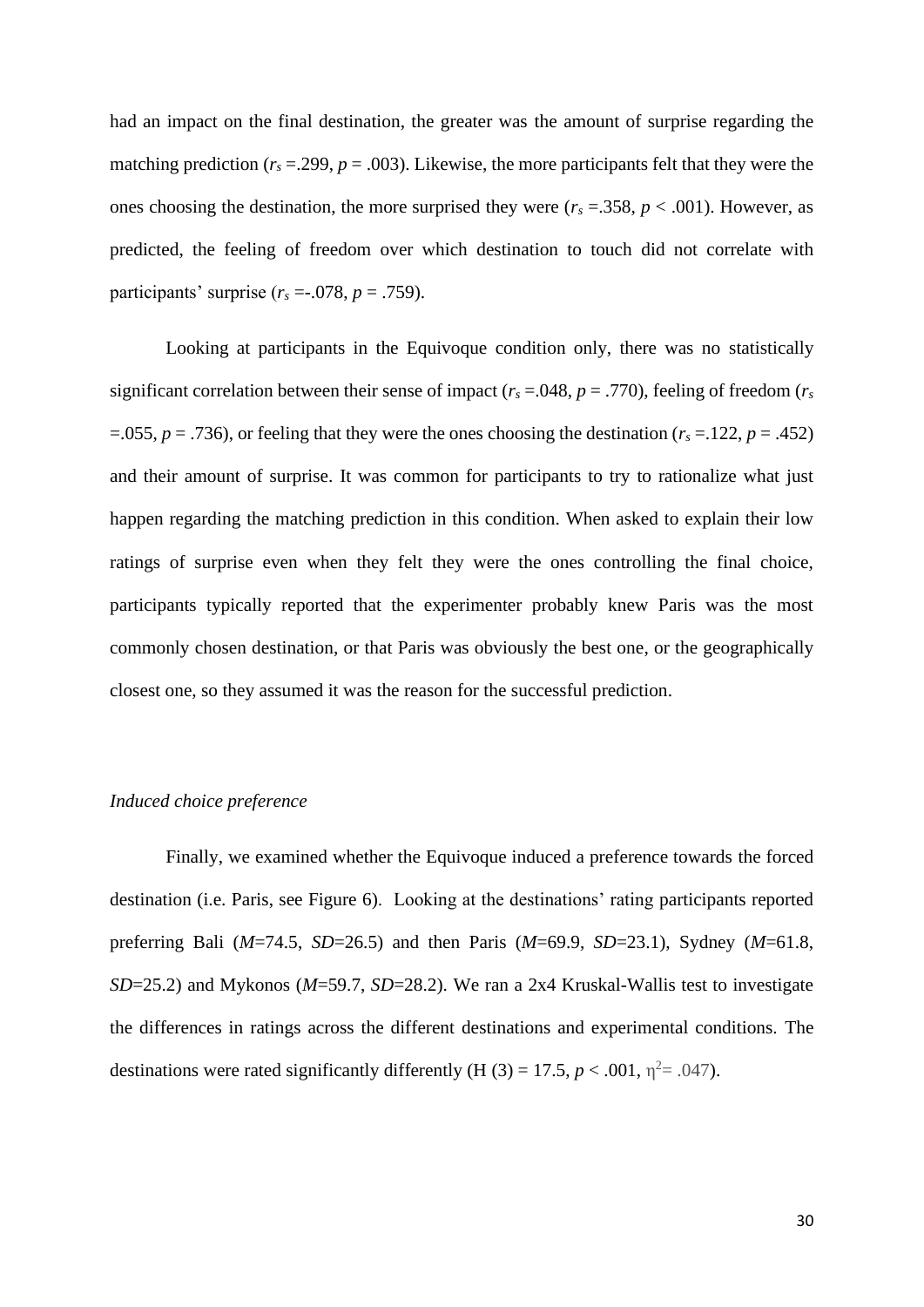had an impact on the final destination, the greater was the amount of surprise regarding the matching prediction ($r_s$ =.299, $p$ = .003). Likewise, the more participants felt that they were the ones choosing the destination, the more surprised they were ($r_s$ =.358, $p$ < .001). However, as predicted, the feeling of freedom over which destination to touch did not correlate with participants' surprise ($r_s$ =-.078, $p$ = .759).

Looking at participants in the Equivoque condition only, there was no statistically significant correlation between their sense of impact ($r_s$ =.048, $p$ = .770), feeling of freedom ($r_s$ =.055, $p$ = .736), or feeling that they were the ones choosing the destination ($r_s$ =.122, $p$ = .452) and their amount of surprise. It was common for participants to try to rationalize what just happen regarding the matching prediction in this condition. When asked to explain their low ratings of surprise even when they felt they were the ones controlling the final choice, participants typically reported that the experimenter probably knew Paris was the most commonly chosen destination, or that Paris was obviously the best one, or the geographically closest one, so they assumed it was the reason for the successful prediction.

*Induced choice preference*

Finally, we examined whether the Equivoque induced a preference towards the forced destination (i.e. Paris, see Figure 6). Looking at the destinations' rating participants reported preferring Bali ($M$=74.5, $SD$=26.5) and then Paris ($M$=69.9, $SD$=23.1), Sydney ($M$=61.8, $SD$=25.2) and Mykonos ($M$=59.7, $SD$=28.2). We ran a 2x4 Kruskal-Wallis test to investigate the differences in ratings across the different destinations and experimental conditions. The destinations were rated significantly differently (H (3) = 17.5, $p$ < .001, $\eta^2$= .047).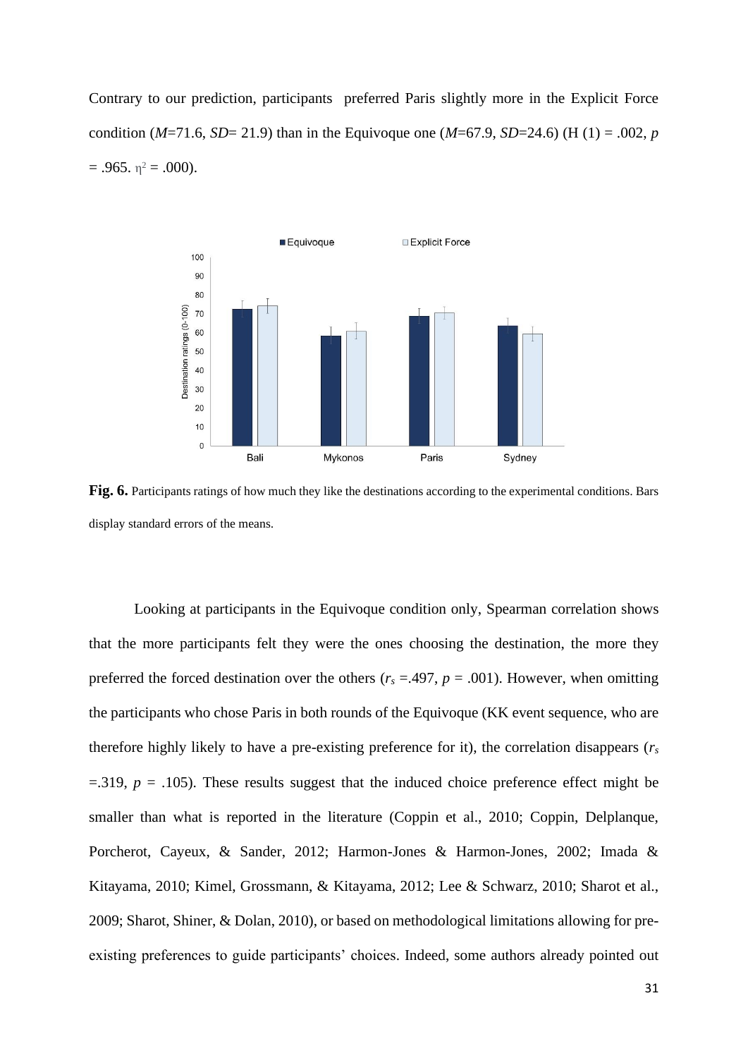Contrary to our prediction, participants preferred Paris slightly more in the Explicit Force condition (*M*=71.6, *SD*= 21.9) than in the Equivoque one (*M*=67.9, *SD*=24.6) (H (1) = .002, *p* = .965. $\eta^2$ = .000).

**Fig. 6.** Participants ratings of how much they like the destinations according to the experimental conditions. Bars display standard errors of the means.

Looking at participants in the Equivoque condition only, Spearman correlation shows that the more participants felt they were the ones choosing the destination, the more they preferred the forced destination over the others ($r_s$ =.497, $p$ = .001). However, when omitting the participants who chose Paris in both rounds of the Equivoque (KK event sequence, who are therefore highly likely to have a pre-existing preference for it), the correlation disappears ($r_s$ =.319, $p$ = .105). These results suggest that the induced choice preference effect might be smaller than what is reported in the literature (Coppin et al., 2010; Coppin, Delplanque, Porcherot, Cayeux, & Sander, 2012; Harmon-Jones & Harmon-Jones, 2002; Imada & Kitayama, 2010; Kimel, Grossmann, & Kitayama, 2012; Lee & Schwarz, 2010; Sharot et al., 2009; Sharot, Shiner, & Dolan, 2010), or based on methodological limitations allowing for pre-existing preferences to guide participants' choices. Indeed, some authors already pointed out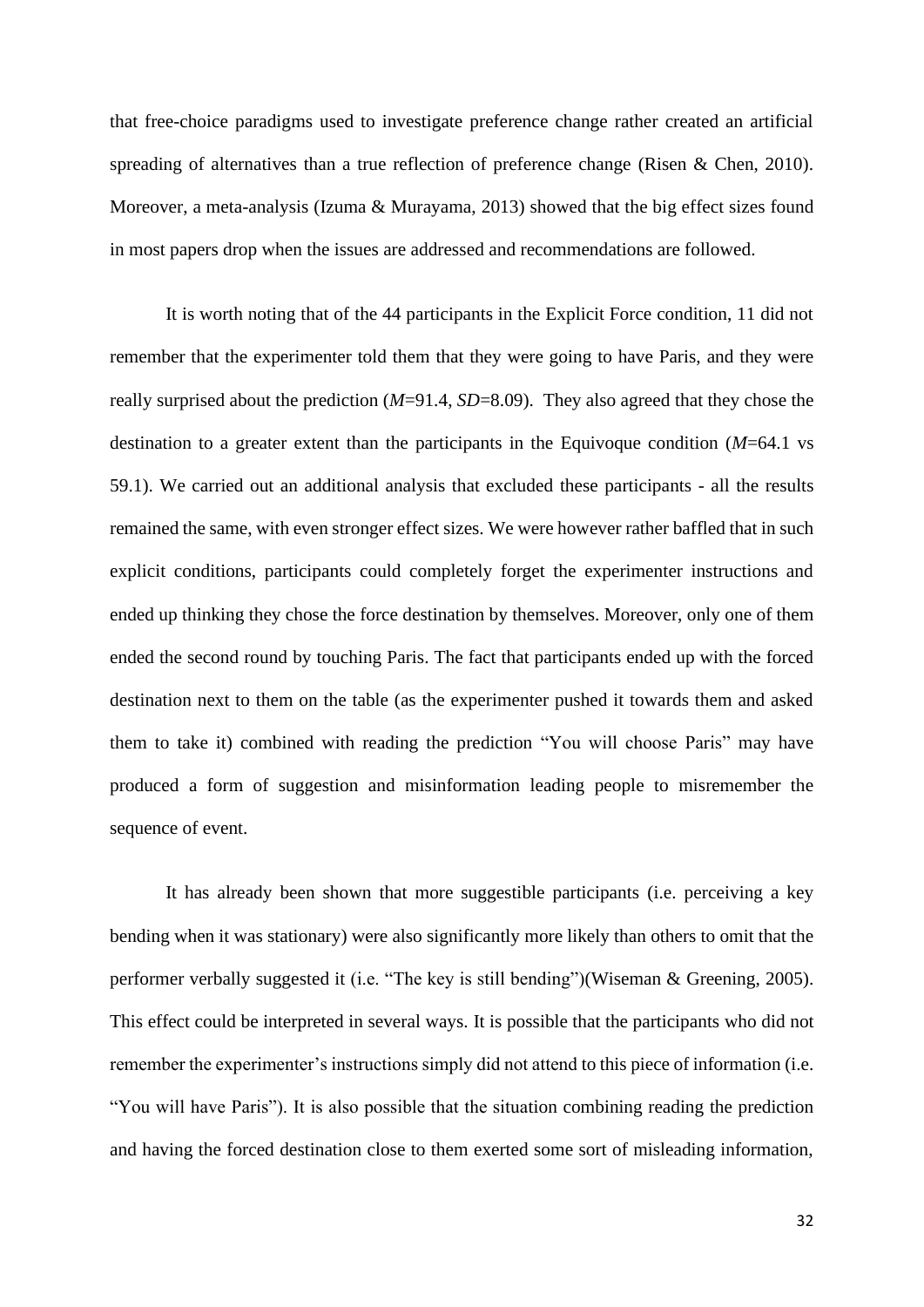that free-choice paradigms used to investigate preference change rather created an artificial spreading of alternatives than a true reflection of preference change (Risen & Chen, 2010). Moreover, a meta-analysis (Izuma & Murayama, 2013) showed that the big effect sizes found in most papers drop when the issues are addressed and recommendations are followed.

It is worth noting that of the 44 participants in the Explicit Force condition, 11 did not remember that the experimenter told them that they were going to have Paris, and they were really surprised about the prediction (*M*=91.4, *SD*=8.09). They also agreed that they chose the destination to a greater extent than the participants in the Equivoque condition (*M*=64.1 vs 59.1). We carried out an additional analysis that excluded these participants - all the results remained the same, with even stronger effect sizes. We were however rather baffled that in such explicit conditions, participants could completely forget the experimenter instructions and ended up thinking they chose the force destination by themselves. Moreover, only one of them ended the second round by touching Paris. The fact that participants ended up with the forced destination next to them on the table (as the experimenter pushed it towards them and asked them to take it) combined with reading the prediction "You will choose Paris" may have produced a form of suggestion and misinformation leading people to misremember the sequence of event.

It has already been shown that more suggestible participants (i.e. perceiving a key bending when it was stationary) were also significantly more likely than others to omit that the performer verbally suggested it (i.e. "The key is still bending")(Wiseman & Greening, 2005). This effect could be interpreted in several ways. It is possible that the participants who did not remember the experimenter's instructions simply did not attend to this piece of information (i.e. "You will have Paris"). It is also possible that the situation combining reading the prediction and having the forced destination close to them exerted some sort of misleading information,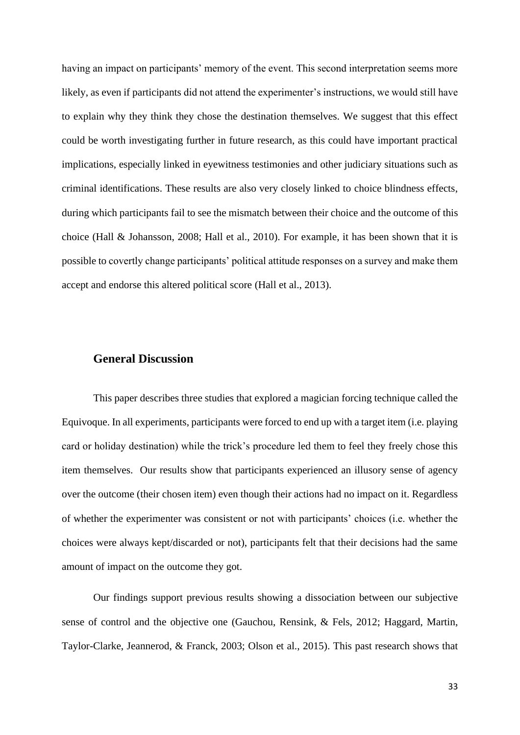having an impact on participants' memory of the event. This second interpretation seems more likely, as even if participants did not attend the experimenter's instructions, we would still have to explain why they think they chose the destination themselves. We suggest that this effect could be worth investigating further in future research, as this could have important practical implications, especially linked in eyewitness testimonies and other judiciary situations such as criminal identifications. These results are also very closely linked to choice blindness effects, during which participants fail to see the mismatch between their choice and the outcome of this choice (Hall & Johansson, 2008; Hall et al., 2010). For example, it has been shown that it is possible to covertly change participants' political attitude responses on a survey and make them accept and endorse this altered political score (Hall et al., 2013).

## General Discussion

This paper describes three studies that explored a magician forcing technique called the Equivoque. In all experiments, participants were forced to end up with a target item (i.e. playing card or holiday destination) while the trick's procedure led them to feel they freely chose this item themselves. Our results show that participants experienced an illusory sense of agency over the outcome (their chosen item) even though their actions had no impact on it. Regardless of whether the experimenter was consistent or not with participants' choices (i.e. whether the choices were always kept/discarded or not), participants felt that their decisions had the same amount of impact on the outcome they got.

Our findings support previous results showing a dissociation between our subjective sense of control and the objective one (Gauchou, Rensink, & Fels, 2012; Haggard, Martin, Taylor-Clarke, Jeannerod, & Franck, 2003; Olson et al., 2015). This past research shows that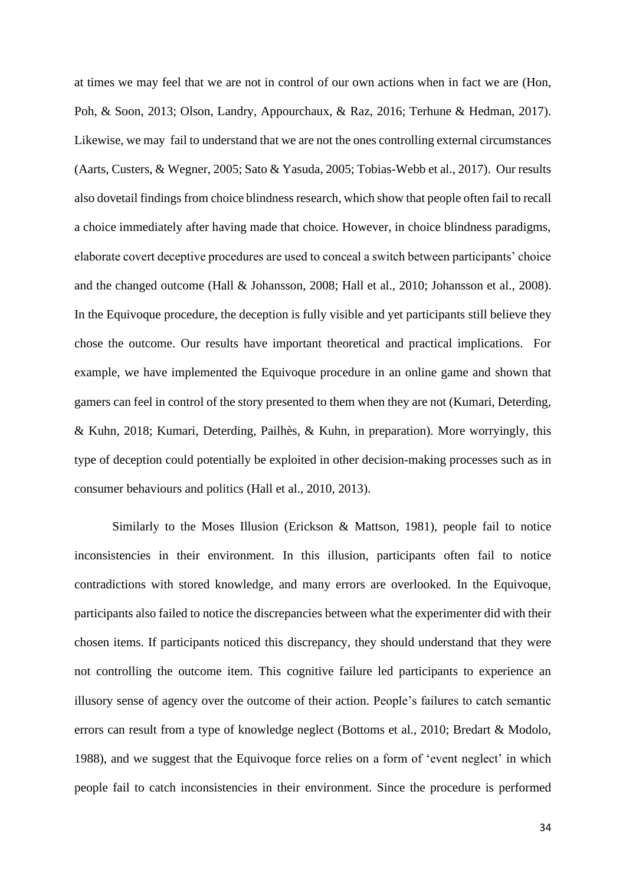at times we may feel that we are not in control of our own actions when in fact we are (Hon, Poh, & Soon, 2013; Olson, Landry, Appourchaux, & Raz, 2016; Terhune & Hedman, 2017). Likewise, we may fail to understand that we are not the ones controlling external circumstances (Aarts, Custers, & Wegner, 2005; Sato & Yasuda, 2005; Tobias-Webb et al., 2017). Our results also dovetail findings from choice blindness research, which show that people often fail to recall a choice immediately after having made that choice. However, in choice blindness paradigms, elaborate covert deceptive procedures are used to conceal a switch between participants' choice and the changed outcome (Hall & Johansson, 2008; Hall et al., 2010; Johansson et al., 2008). In the Equivoque procedure, the deception is fully visible and yet participants still believe they chose the outcome. Our results have important theoretical and practical implications. For example, we have implemented the Equivoque procedure in an online game and shown that gamers can feel in control of the story presented to them when they are not (Kumari, Deterding, & Kuhn, 2018; Kumari, Deterding, Pailhès, & Kuhn, in preparation). More worryingly, this type of deception could potentially be exploited in other decision-making processes such as in consumer behaviours and politics (Hall et al., 2010, 2013).

Similarly to the Moses Illusion (Erickson & Mattson, 1981), people fail to notice inconsistencies in their environment. In this illusion, participants often fail to notice contradictions with stored knowledge, and many errors are overlooked. In the Equivoque, participants also failed to notice the discrepancies between what the experimenter did with their chosen items. If participants noticed this discrepancy, they should understand that they were not controlling the outcome item. This cognitive failure led participants to experience an illusory sense of agency over the outcome of their action. People's failures to catch semantic errors can result from a type of knowledge neglect (Bottoms et al., 2010; Bredart & Modolo, 1988), and we suggest that the Equivoque force relies on a form of 'event neglect' in which people fail to catch inconsistencies in their environment. Since the procedure is performed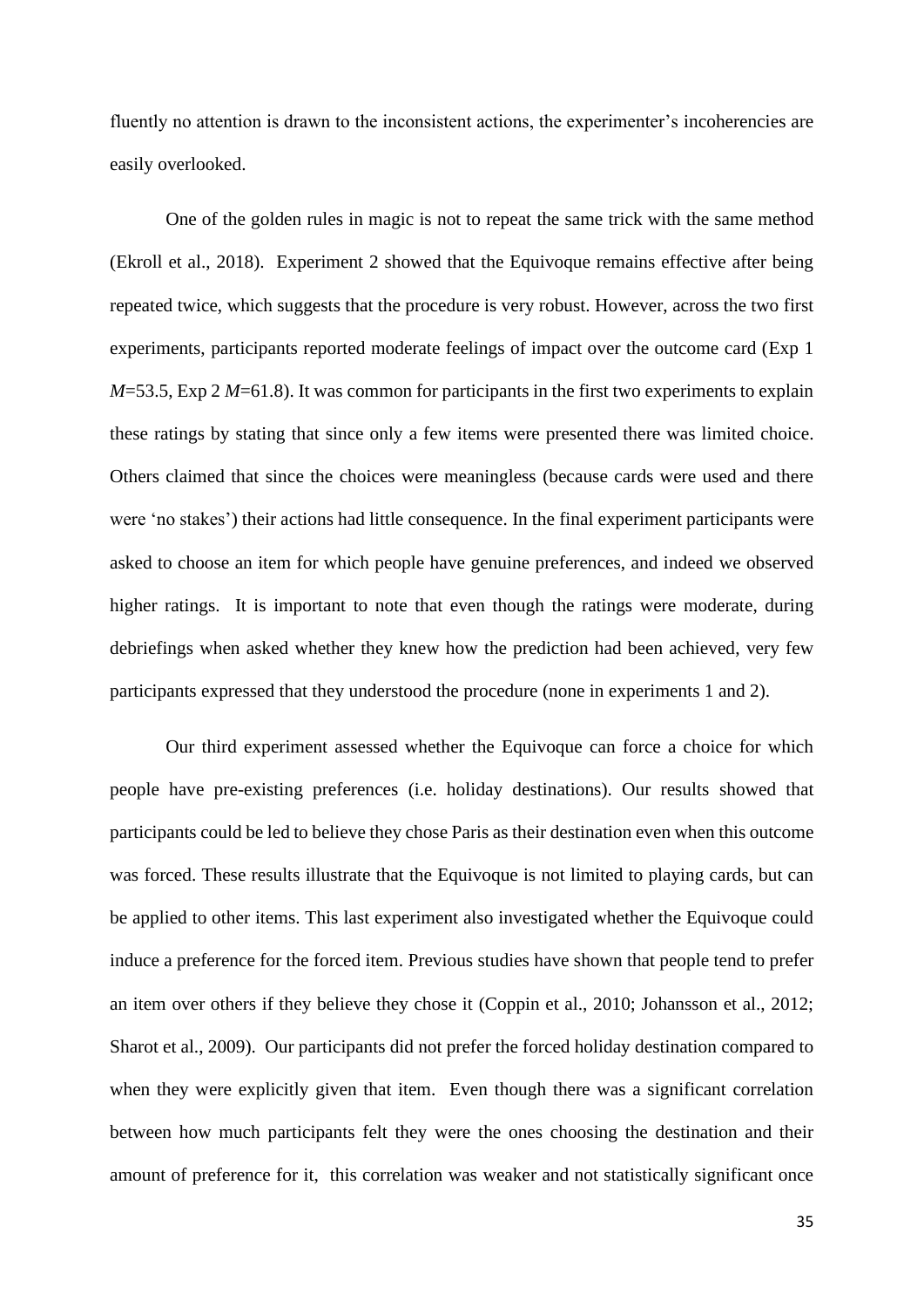fluently no attention is drawn to the inconsistent actions, the experimenter's incoherencies are easily overlooked.

One of the golden rules in magic is not to repeat the same trick with the same method (Ekroll et al., 2018). Experiment 2 showed that the Equivoque remains effective after being repeated twice, which suggests that the procedure is very robust. However, across the two first experiments, participants reported moderate feelings of impact over the outcome card (Exp 1 $M$=53.5, Exp 2 $M$=61.8). It was common for participants in the first two experiments to explain these ratings by stating that since only a few items were presented there was limited choice. Others claimed that since the choices were meaningless (because cards were used and there were 'no stakes') their actions had little consequence. In the final experiment participants were asked to choose an item for which people have genuine preferences, and indeed we observed higher ratings. It is important to note that even though the ratings were moderate, during debriefings when asked whether they knew how the prediction had been achieved, very few participants expressed that they understood the procedure (none in experiments 1 and 2).

Our third experiment assessed whether the Equivoque can force a choice for which people have pre-existing preferences (i.e. holiday destinations). Our results showed that participants could be led to believe they chose Paris as their destination even when this outcome was forced. These results illustrate that the Equivoque is not limited to playing cards, but can be applied to other items. This last experiment also investigated whether the Equivoque could induce a preference for the forced item. Previous studies have shown that people tend to prefer an item over others if they believe they chose it (Coppin et al., 2010; Johansson et al., 2012; Sharot et al., 2009). Our participants did not prefer the forced holiday destination compared to when they were explicitly given that item. Even though there was a significant correlation between how much participants felt they were the ones choosing the destination and their amount of preference for it, this correlation was weaker and not statistically significant once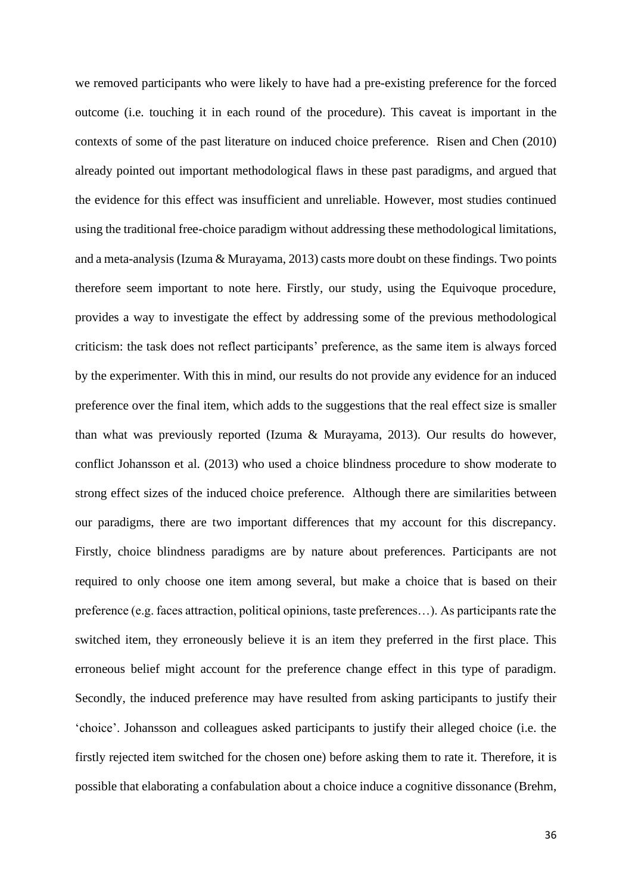we removed participants who were likely to have had a pre-existing preference for the forced outcome (i.e. touching it in each round of the procedure). This caveat is important in the contexts of some of the past literature on induced choice preference. Risen and Chen (2010) already pointed out important methodological flaws in these past paradigms, and argued that the evidence for this effect was insufficient and unreliable. However, most studies continued using the traditional free-choice paradigm without addressing these methodological limitations, and a meta-analysis (Izuma & Murayama, 2013) casts more doubt on these findings. Two points therefore seem important to note here. Firstly, our study, using the Equivoque procedure, provides a way to investigate the effect by addressing some of the previous methodological criticism: the task does not reflect participants' preference, as the same item is always forced by the experimenter. With this in mind, our results do not provide any evidence for an induced preference over the final item, which adds to the suggestions that the real effect size is smaller than what was previously reported (Izuma & Murayama, 2013). Our results do however, conflict Johansson et al. (2013) who used a choice blindness procedure to show moderate to strong effect sizes of the induced choice preference. Although there are similarities between our paradigms, there are two important differences that my account for this discrepancy. Firstly, choice blindness paradigms are by nature about preferences. Participants are not required to only choose one item among several, but make a choice that is based on their preference (e.g. faces attraction, political opinions, taste preferences…). As participants rate the switched item, they erroneously believe it is an item they preferred in the first place. This erroneous belief might account for the preference change effect in this type of paradigm. Secondly, the induced preference may have resulted from asking participants to justify their 'choice'. Johansson and colleagues asked participants to justify their alleged choice (i.e. the firstly rejected item switched for the chosen one) before asking them to rate it. Therefore, it is possible that elaborating a confabulation about a choice induce a cognitive dissonance (Brehm,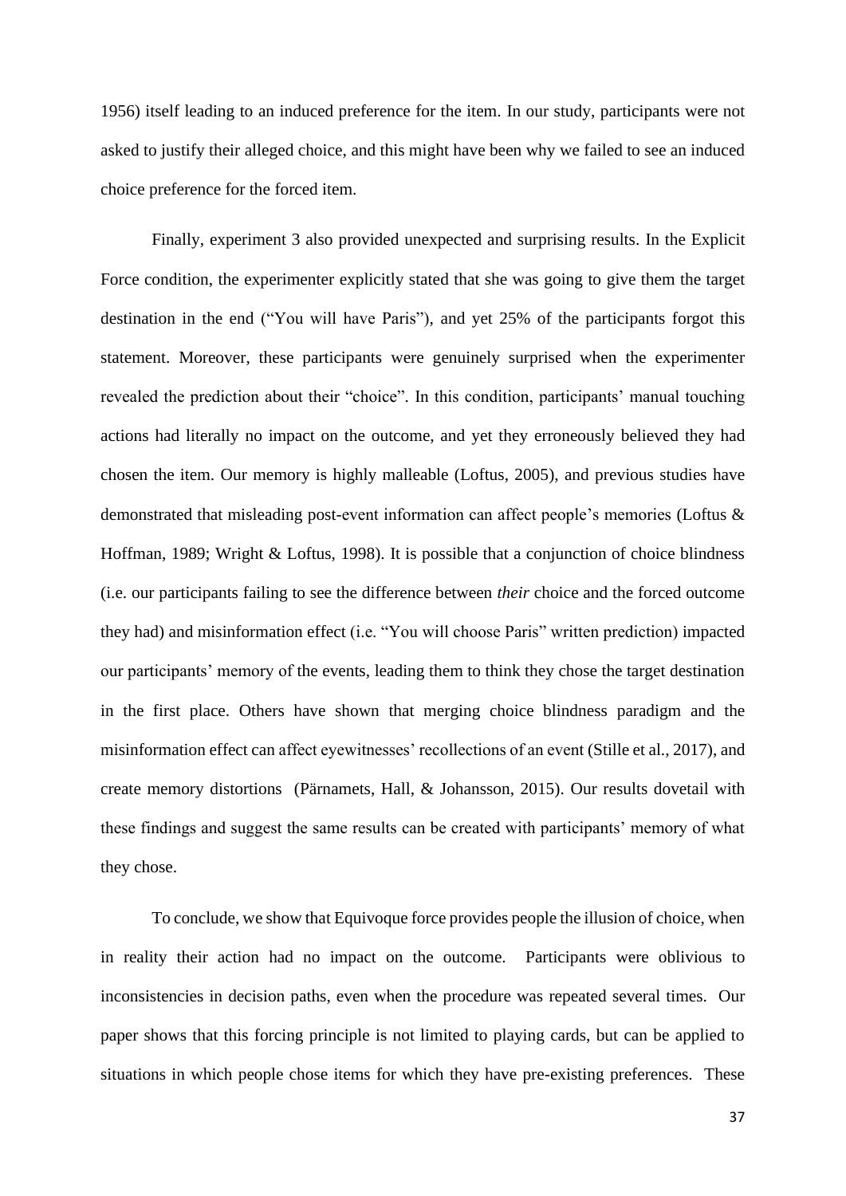1956) itself leading to an induced preference for the item. In our study, participants were not asked to justify their alleged choice, and this might have been why we failed to see an induced choice preference for the forced item.

Finally, experiment 3 also provided unexpected and surprising results. In the Explicit Force condition, the experimenter explicitly stated that she was going to give them the target destination in the end ("You will have Paris"), and yet 25% of the participants forgot this statement. Moreover, these participants were genuinely surprised when the experimenter revealed the prediction about their "choice". In this condition, participants' manual touching actions had literally no impact on the outcome, and yet they erroneously believed they had chosen the item. Our memory is highly malleable (Loftus, 2005), and previous studies have demonstrated that misleading post-event information can affect people's memories (Loftus & Hoffman, 1989; Wright & Loftus, 1998). It is possible that a conjunction of choice blindness (i.e. our participants failing to see the difference between *their* choice and the forced outcome they had) and misinformation effect (i.e. "You will choose Paris" written prediction) impacted our participants' memory of the events, leading them to think they chose the target destination in the first place. Others have shown that merging choice blindness paradigm and the misinformation effect can affect eyewitnesses' recollections of an event (Stille et al., 2017), and create memory distortions (Pärnamets, Hall, & Johansson, 2015). Our results dovetail with these findings and suggest the same results can be created with participants' memory of what they chose.

To conclude, we show that Equivoque force provides people the illusion of choice, when in reality their action had no impact on the outcome. Participants were oblivious to inconsistencies in decision paths, even when the procedure was repeated several times. Our paper shows that this forcing principle is not limited to playing cards, but can be applied to situations in which people chose items for which they have pre-existing preferences. These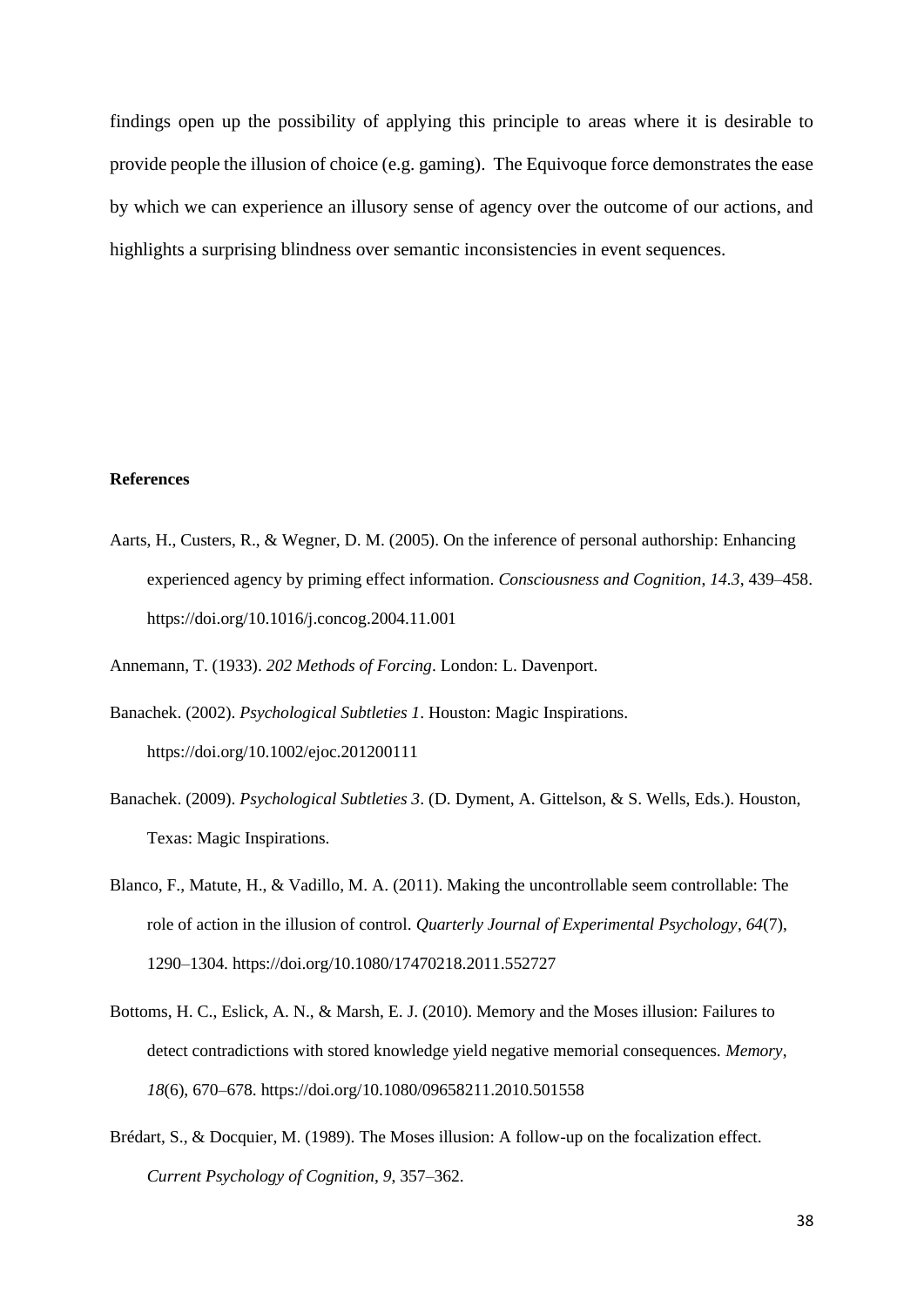findings open up the possibility of applying this principle to areas where it is desirable to provide people the illusion of choice (e.g. gaming). The Equivoque force demonstrates the ease by which we can experience an illusory sense of agency over the outcome of our actions, and highlights a surprising blindness over semantic inconsistencies in event sequences.

**References**

Aarts, H., Custers, R., & Wegner, D. M. (2005). On the inference of personal authorship: Enhancing experienced agency by priming effect information. *Consciousness and Cognition*, *14.3*, 439–458. https://doi.org/10.1016/j.concog.2004.11.001

Annemann, T. (1933). *202 Methods of Forcing*. London: L. Davenport.

Banachek. (2002). *Psychological Subtleties 1*. Houston: Magic Inspirations. https://doi.org/10.1002/ejoc.201200111

Banachek. (2009). *Psychological Subtleties 3*. (D. Dyment, A. Gittelson, & S. Wells, Eds.). Houston, Texas: Magic Inspirations.

Blanco, F., Matute, H., & Vadillo, M. A. (2011). Making the uncontrollable seem controllable: The role of action in the illusion of control. *Quarterly Journal of Experimental Psychology*, *64*(7), 1290–1304. https://doi.org/10.1080/17470218.2011.552727

Bottoms, H. C., Eslick, A. N., & Marsh, E. J. (2010). Memory and the Moses illusion: Failures to detect contradictions with stored knowledge yield negative memorial consequences. *Memory*, *18*(6), 670–678. https://doi.org/10.1080/09658211.2010.501558

Brédart, S., & Docquier, M. (1989). The Moses illusion: A follow-up on the focalization effect. *Current Psychology of Cognition*, *9*, 357–362.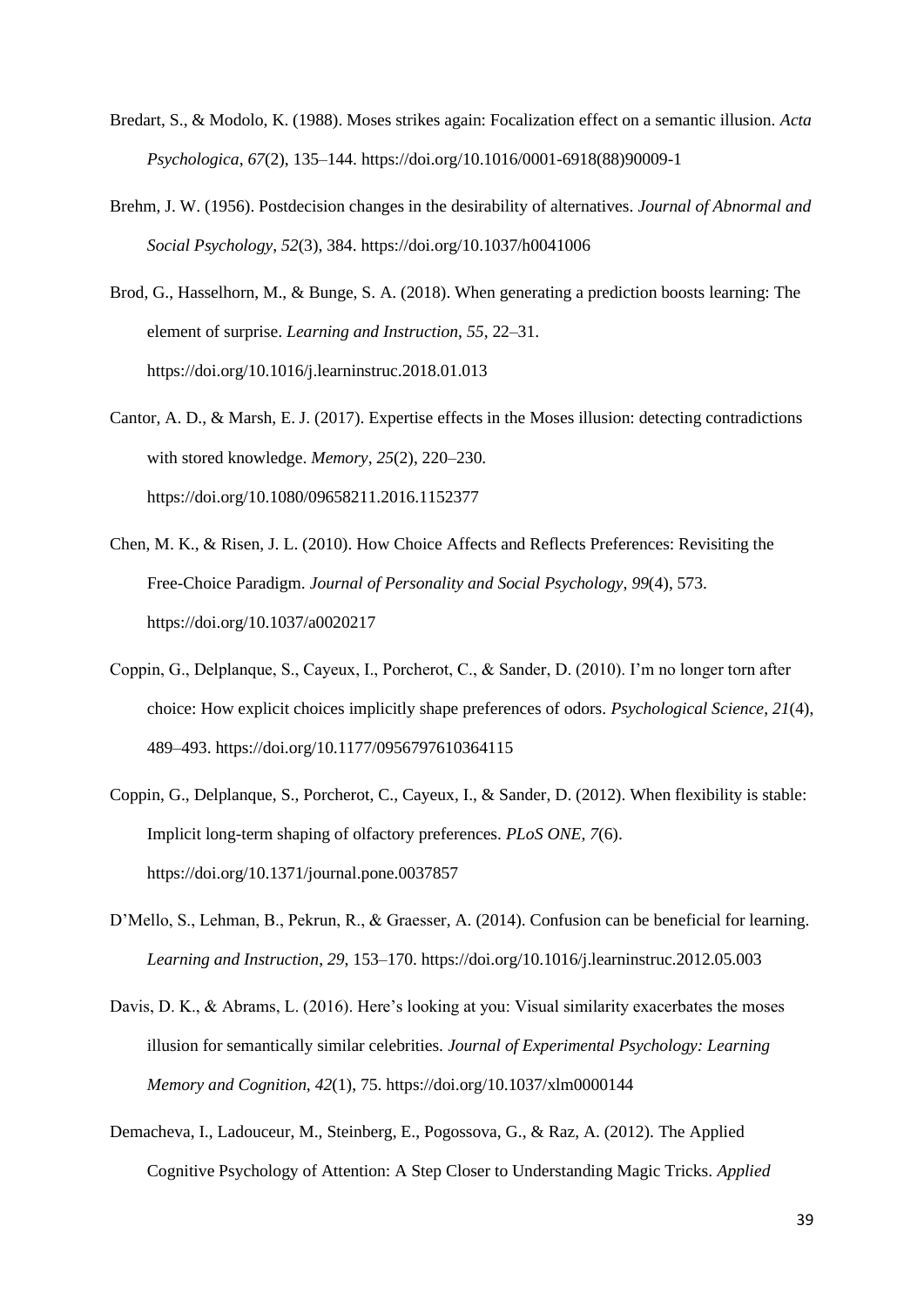Bredart, S., & Modolo, K. (1988). Moses strikes again: Focalization effect on a semantic illusion. *Acta Psychologica*, *67*(2), 135–144. https://doi.org/10.1016/0001-6918(88)90009-1

Brehm, J. W. (1956). Postdecision changes in the desirability of alternatives. *Journal of Abnormal and Social Psychology*, *52*(3), 384. https://doi.org/10.1037/h0041006

Brod, G., Hasselhorn, M., & Bunge, S. A. (2018). When generating a prediction boosts learning: The element of surprise. *Learning and Instruction*, *55*, 22–31. https://doi.org/10.1016/j.learninstruc.2018.01.013

Cantor, A. D., & Marsh, E. J. (2017). Expertise effects in the Moses illusion: detecting contradictions with stored knowledge. *Memory*, *25*(2), 220–230. https://doi.org/10.1080/09658211.2016.1152377

Chen, M. K., & Risen, J. L. (2010). How Choice Affects and Reflects Preferences: Revisiting the Free-Choice Paradigm. *Journal of Personality and Social Psychology*, *99*(4), 573. https://doi.org/10.1037/a0020217

Coppin, G., Delplanque, S., Cayeux, I., Porcherot, C., & Sander, D. (2010). I'm no longer torn after choice: How explicit choices implicitly shape preferences of odors. *Psychological Science*, *21*(4), 489–493. https://doi.org/10.1177/0956797610364115

Coppin, G., Delplanque, S., Porcherot, C., Cayeux, I., & Sander, D. (2012). When flexibility is stable: Implicit long-term shaping of olfactory preferences. *PLoS ONE*, *7*(6). https://doi.org/10.1371/journal.pone.0037857

D'Mello, S., Lehman, B., Pekrun, R., & Graesser, A. (2014). Confusion can be beneficial for learning. *Learning and Instruction*, *29*, 153–170. https://doi.org/10.1016/j.learninstruc.2012.05.003

Davis, D. K., & Abrams, L. (2016). Here's looking at you: Visual similarity exacerbates the moses illusion for semantically similar celebrities. *Journal of Experimental Psychology: Learning Memory and Cognition*, *42*(1), 75. https://doi.org/10.1037/xlm0000144

Demacheva, I., Ladouceur, M., Steinberg, E., Pogossova, G., & Raz, A. (2012). The Applied Cognitive Psychology of Attention: A Step Closer to Understanding Magic Tricks. *Applied*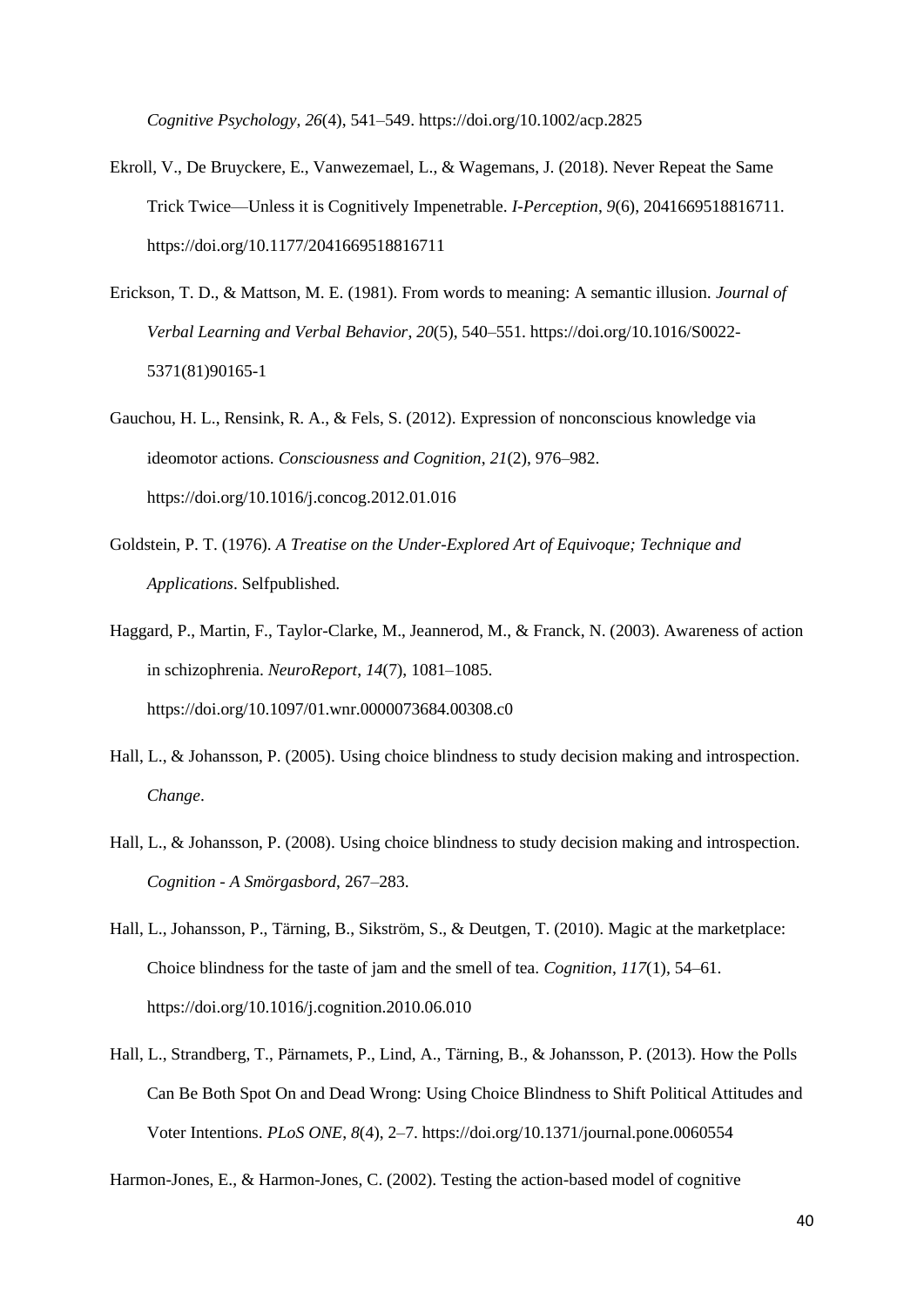*Cognitive Psychology*, *26*(4), 541–549. https://doi.org/10.1002/acp.2825

Ekroll, V., De Bruyckere, E., Vanwezemael, L., & Wagemans, J. (2018). Never Repeat the Same Trick Twice—Unless it is Cognitively Impenetrable. *I-Perception*, *9*(6), 2041669518816711. https://doi.org/10.1177/2041669518816711

Erickson, T. D., & Mattson, M. E. (1981). From words to meaning: A semantic illusion. *Journal of Verbal Learning and Verbal Behavior*, *20*(5), 540–551. https://doi.org/10.1016/S0022-5371(81)90165-1

Gauchou, H. L., Rensink, R. A., & Fels, S. (2012). Expression of nonconscious knowledge via ideomotor actions. *Consciousness and Cognition*, *21*(2), 976–982. https://doi.org/10.1016/j.concog.2012.01.016

Goldstein, P. T. (1976). *A Treatise on the Under-Explored Art of Equivoque; Technique and Applications*. Selfpublished.

Haggard, P., Martin, F., Taylor-Clarke, M., Jeannerod, M., & Franck, N. (2003). Awareness of action in schizophrenia. *NeuroReport*, *14*(7), 1081–1085. https://doi.org/10.1097/01.wnr.0000073684.00308.c0

Hall, L., & Johansson, P. (2005). Using choice blindness to study decision making and introspection. *Change*.

Hall, L., & Johansson, P. (2008). Using choice blindness to study decision making and introspection. *Cognition - A Smörgasbord*, 267–283.

Hall, L., Johansson, P., Tärning, B., Sikström, S., & Deutgen, T. (2010). Magic at the marketplace: Choice blindness for the taste of jam and the smell of tea. *Cognition*, *117*(1), 54–61. https://doi.org/10.1016/j.cognition.2010.06.010

Hall, L., Strandberg, T., Pärnamets, P., Lind, A., Tärning, B., & Johansson, P. (2013). How the Polls Can Be Both Spot On and Dead Wrong: Using Choice Blindness to Shift Political Attitudes and Voter Intentions. *PLoS ONE*, *8*(4), 2–7. https://doi.org/10.1371/journal.pone.0060554

Harmon-Jones, E., & Harmon-Jones, C. (2002). Testing the action-based model of cognitive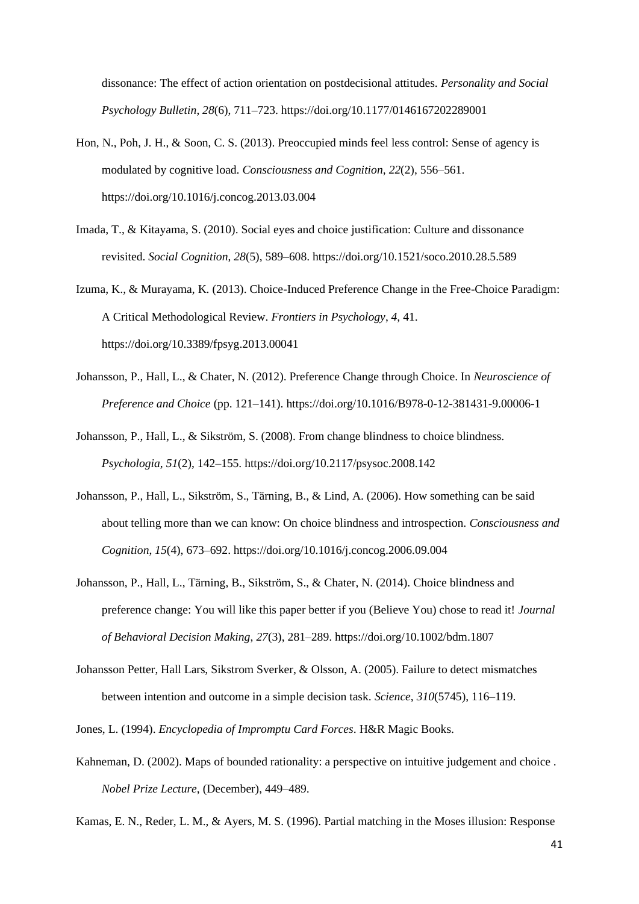dissonance: The effect of action orientation on postdecisional attitudes. *Personality and Social Psychology Bulletin*, *28*(6), 711–723. https://doi.org/10.1177/0146167202289001

Hon, N., Poh, J. H., & Soon, C. S. (2013). Preoccupied minds feel less control: Sense of agency is modulated by cognitive load. *Consciousness and Cognition*, *22*(2), 556–561. https://doi.org/10.1016/j.concog.2013.03.004

Imada, T., & Kitayama, S. (2010). Social eyes and choice justification: Culture and dissonance revisited. *Social Cognition*, *28*(5), 589–608. https://doi.org/10.1521/soco.2010.28.5.589

Izuma, K., & Murayama, K. (2013). Choice-Induced Preference Change in the Free-Choice Paradigm: A Critical Methodological Review. *Frontiers in Psychology*, *4*, 41. https://doi.org/10.3389/fpsyg.2013.00041

Johansson, P., Hall, L., & Chater, N. (2012). Preference Change through Choice. In *Neuroscience of Preference and Choice* (pp. 121–141). https://doi.org/10.1016/B978-0-12-381431-9.00006-1

Johansson, P., Hall, L., & Sikström, S. (2008). From change blindness to choice blindness. *Psychologia*, *51*(2), 142–155. https://doi.org/10.2117/psysoc.2008.142

Johansson, P., Hall, L., Sikström, S., Tärning, B., & Lind, A. (2006). How something can be said about telling more than we can know: On choice blindness and introspection. *Consciousness and Cognition*, *15*(4), 673–692. https://doi.org/10.1016/j.concog.2006.09.004

Johansson, P., Hall, L., Tärning, B., Sikström, S., & Chater, N. (2014). Choice blindness and preference change: You will like this paper better if you (Believe You) chose to read it! *Journal of Behavioral Decision Making*, *27*(3), 281–289. https://doi.org/10.1002/bdm.1807

Johansson Petter, Hall Lars, Sikstrom Sverker, & Olsson, A. (2005). Failure to detect mismatches between intention and outcome in a simple decision task. *Science*, *310*(5745), 116–119.

Jones, L. (1994). *Encyclopedia of Impromptu Card Forces*. H&R Magic Books.

Kahneman, D. (2002). Maps of bounded rationality: a perspective on intuitive judgement and choice . *Nobel Prize Lecture*, (December), 449–489.

Kamas, E. N., Reder, L. M., & Ayers, M. S. (1996). Partial matching in the Moses illusion: Response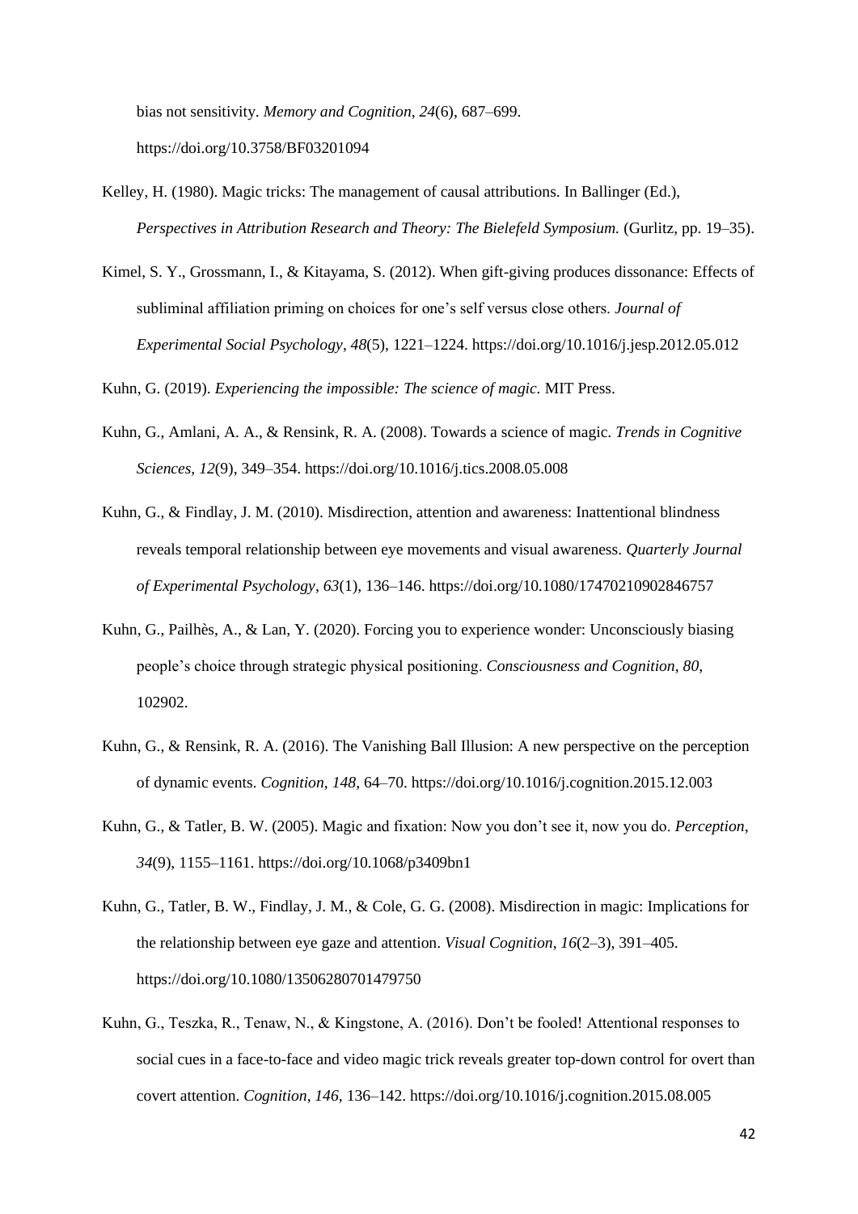bias not sensitivity. *Memory and Cognition*, *24*(6), 687–699. https://doi.org/10.3758/BF03201094

Kelley, H. (1980). Magic tricks: The management of causal attributions. In Ballinger (Ed.), *Perspectives in Attribution Research and Theory: The Bielefeld Symposium.* (Gurlitz, pp. 19–35).

Kimel, S. Y., Grossmann, I., & Kitayama, S. (2012). When gift-giving produces dissonance: Effects of subliminal affiliation priming on choices for one's self versus close others. *Journal of Experimental Social Psychology*, *48*(5), 1221–1224. https://doi.org/10.1016/j.jesp.2012.05.012

Kuhn, G. (2019). *Experiencing the impossible: The science of magic.* MIT Press.

Kuhn, G., Amlani, A. A., & Rensink, R. A. (2008). Towards a science of magic. *Trends in Cognitive Sciences*, *12*(9), 349–354. https://doi.org/10.1016/j.tics.2008.05.008

Kuhn, G., & Findlay, J. M. (2010). Misdirection, attention and awareness: Inattentional blindness reveals temporal relationship between eye movements and visual awareness. *Quarterly Journal of Experimental Psychology*, *63*(1), 136–146. https://doi.org/10.1080/17470210902846757

Kuhn, G., Pailhès, A., & Lan, Y. (2020). Forcing you to experience wonder: Unconsciously biasing people's choice through strategic physical positioning. *Consciousness and Cognition*, *80*, 102902.

Kuhn, G., & Rensink, R. A. (2016). The Vanishing Ball Illusion: A new perspective on the perception of dynamic events. *Cognition*, *148*, 64–70. https://doi.org/10.1016/j.cognition.2015.12.003

Kuhn, G., & Tatler, B. W. (2005). Magic and fixation: Now you don't see it, now you do. *Perception*, *34*(9), 1155–1161. https://doi.org/10.1068/p3409bn1

Kuhn, G., Tatler, B. W., Findlay, J. M., & Cole, G. G. (2008). Misdirection in magic: Implications for the relationship between eye gaze and attention. *Visual Cognition*, *16*(2–3), 391–405. https://doi.org/10.1080/13506280701479750

Kuhn, G., Teszka, R., Tenaw, N., & Kingstone, A. (2016). Don't be fooled! Attentional responses to social cues in a face-to-face and video magic trick reveals greater top-down control for overt than covert attention. *Cognition*, *146*, 136–142. https://doi.org/10.1016/j.cognition.2015.08.005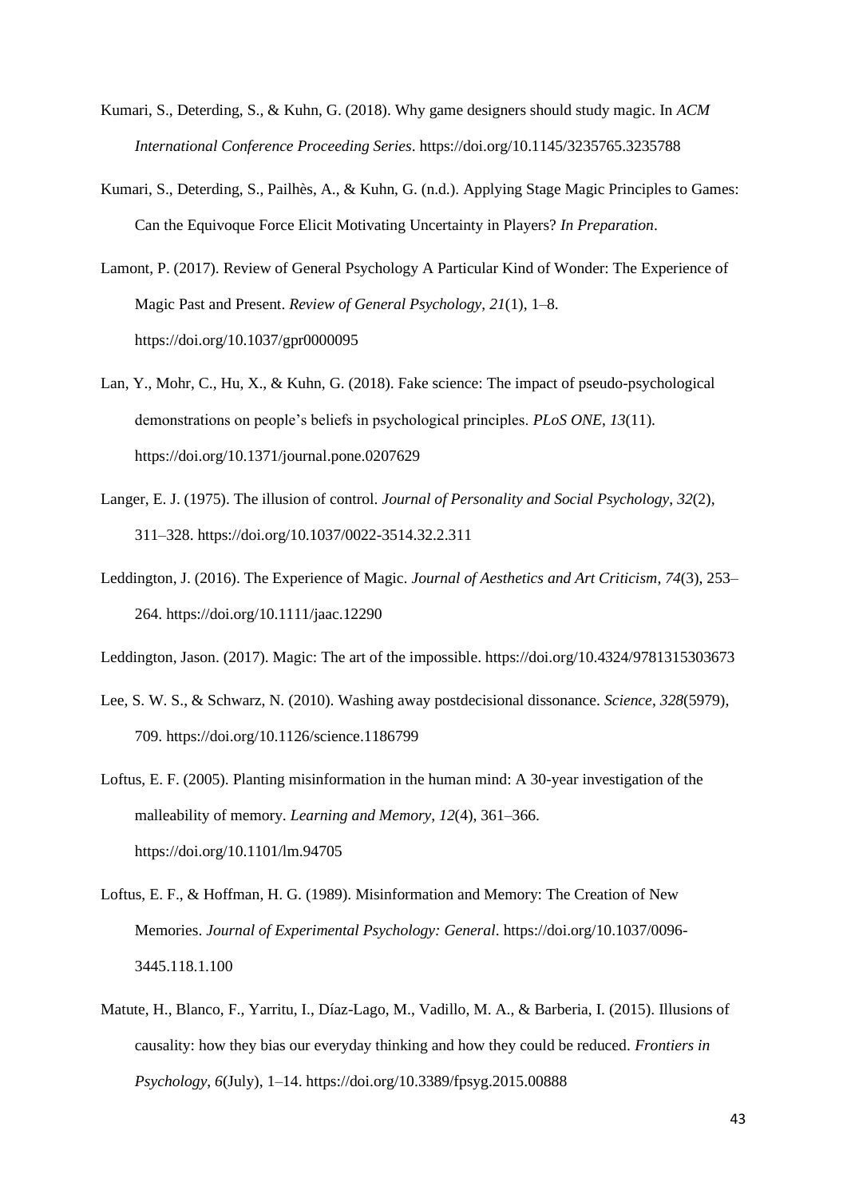Kumari, S., Deterding, S., & Kuhn, G. (2018). Why game designers should study magic. In *ACM International Conference Proceeding Series*. https://doi.org/10.1145/3235765.3235788

Kumari, S., Deterding, S., Pailhès, A., & Kuhn, G. (n.d.). Applying Stage Magic Principles to Games: Can the Equivoque Force Elicit Motivating Uncertainty in Players? *In Preparation*.

Lamont, P. (2017). Review of General Psychology A Particular Kind of Wonder: The Experience of Magic Past and Present. *Review of General Psychology*, *21*(1), 1–8. https://doi.org/10.1037/gpr0000095

Lan, Y., Mohr, C., Hu, X., & Kuhn, G. (2018). Fake science: The impact of pseudo-psychological demonstrations on people's beliefs in psychological principles. *PLoS ONE*, *13*(11). https://doi.org/10.1371/journal.pone.0207629

Langer, E. J. (1975). The illusion of control. *Journal of Personality and Social Psychology*, *32*(2), 311–328. https://doi.org/10.1037/0022-3514.32.2.311

Leddington, J. (2016). The Experience of Magic. *Journal of Aesthetics and Art Criticism*, *74*(3), 253–264. https://doi.org/10.1111/jaac.12290

Leddington, Jason. (2017). Magic: The art of the impossible. https://doi.org/10.4324/9781315303673

Lee, S. W. S., & Schwarz, N. (2010). Washing away postdecisional dissonance. *Science*, *328*(5979), 709. https://doi.org/10.1126/science.1186799

Loftus, E. F. (2005). Planting misinformation in the human mind: A 30-year investigation of the malleability of memory. *Learning and Memory*, *12*(4), 361–366. https://doi.org/10.1101/lm.94705

Loftus, E. F., & Hoffman, H. G. (1989). Misinformation and Memory: The Creation of New Memories. *Journal of Experimental Psychology: General*. https://doi.org/10.1037/0096-3445.118.1.100

Matute, H., Blanco, F., Yarritu, I., Díaz-Lago, M., Vadillo, M. A., & Barberia, I. (2015). Illusions of causality: how they bias our everyday thinking and how they could be reduced. *Frontiers in Psychology*, *6*(July), 1–14. https://doi.org/10.3389/fpsyg.2015.00888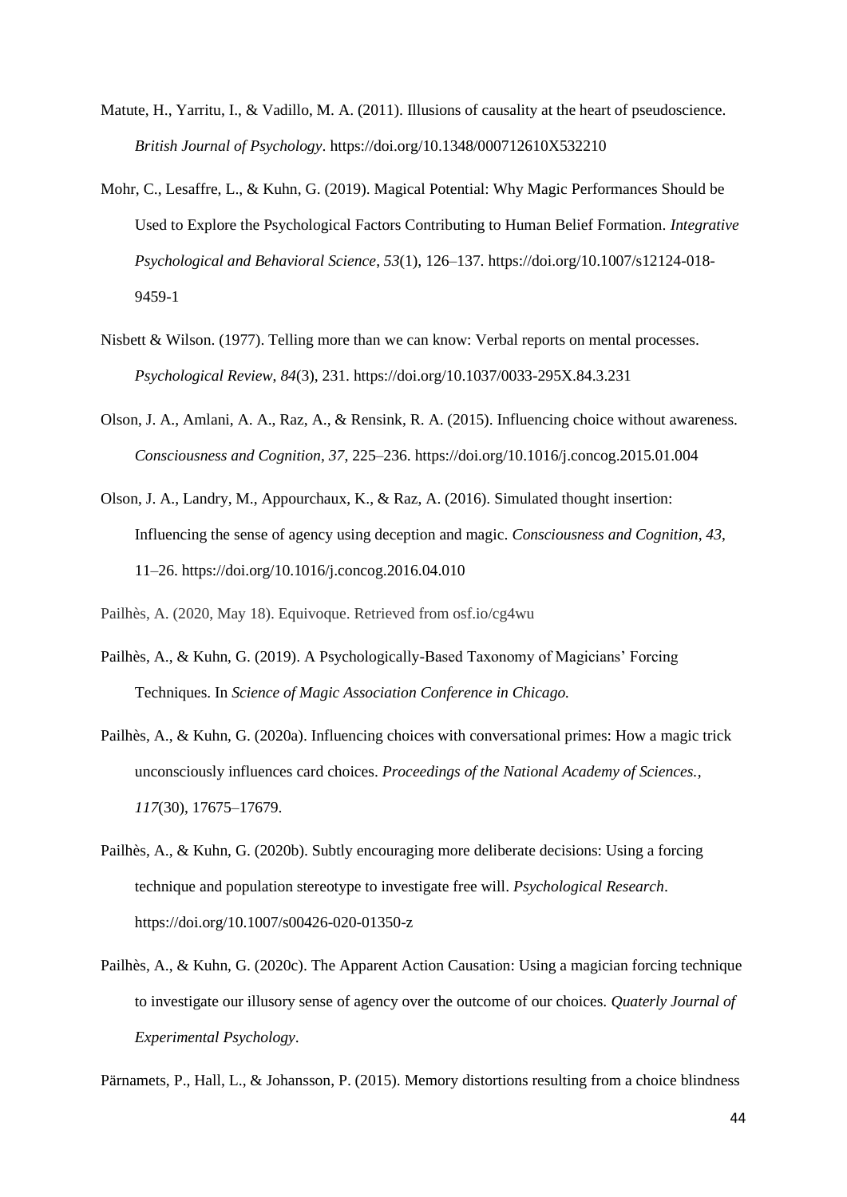Matute, H., Yarritu, I., & Vadillo, M. A. (2011). Illusions of causality at the heart of pseudoscience. *British Journal of Psychology*. https://doi.org/10.1348/000712610X532210

Mohr, C., Lesaffre, L., & Kuhn, G. (2019). Magical Potential: Why Magic Performances Should be Used to Explore the Psychological Factors Contributing to Human Belief Formation. *Integrative Psychological and Behavioral Science*, *53*(1), 126–137. https://doi.org/10.1007/s12124-018-9459-1

Nisbett & Wilson. (1977). Telling more than we can know: Verbal reports on mental processes. *Psychological Review*, *84*(3), 231. https://doi.org/10.1037/0033-295X.84.3.231

Olson, J. A., Amlani, A. A., Raz, A., & Rensink, R. A. (2015). Influencing choice without awareness. *Consciousness and Cognition*, *37*, 225–236. https://doi.org/10.1016/j.concog.2015.01.004

Olson, J. A., Landry, M., Appourchaux, K., & Raz, A. (2016). Simulated thought insertion: Influencing the sense of agency using deception and magic. *Consciousness and Cognition*, *43*, 11–26. https://doi.org/10.1016/j.concog.2016.04.010

Pailhès, A. (2020, May 18). Equivoque. Retrieved from osf.io/cg4wu

Pailhès, A., & Kuhn, G. (2019). A Psychologically-Based Taxonomy of Magicians' Forcing Techniques. In *Science of Magic Association Conference in Chicago.*

Pailhès, A., & Kuhn, G. (2020a). Influencing choices with conversational primes: How a magic trick unconsciously influences card choices. *Proceedings of the National Academy of Sciences.*, *117*(30), 17675–17679.

Pailhès, A., & Kuhn, G. (2020b). Subtly encouraging more deliberate decisions: Using a forcing technique and population stereotype to investigate free will. *Psychological Research*. https://doi.org/10.1007/s00426-020-01350-z

Pailhès, A., & Kuhn, G. (2020c). The Apparent Action Causation: Using a magician forcing technique to investigate our illusory sense of agency over the outcome of our choices. *Quaterly Journal of Experimental Psychology*.

Pärnamets, P., Hall, L., & Johansson, P. (2015). Memory distortions resulting from a choice blindness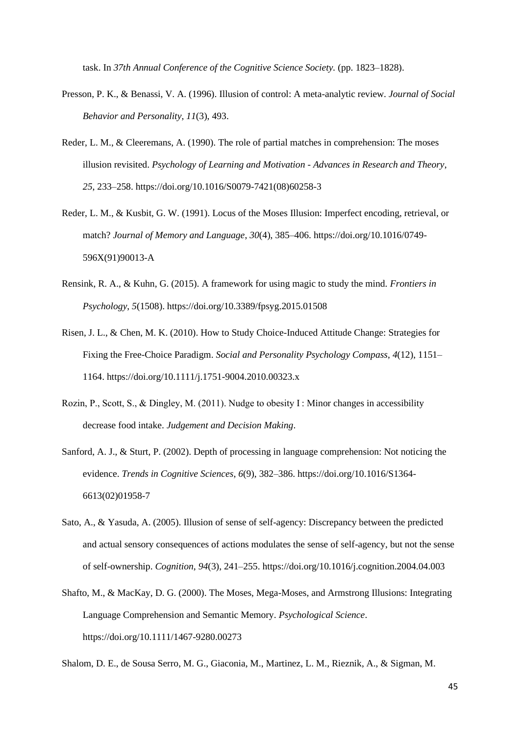task. In *37th Annual Conference of the Cognitive Science Society*. (pp. 1823–1828).

Presson, P. K., & Benassi, V. A. (1996). Illusion of control: A meta-analytic review. *Journal of Social Behavior and Personality*, *11*(3), 493.

Reder, L. M., & Cleeremans, A. (1990). The role of partial matches in comprehension: The moses illusion revisited. *Psychology of Learning and Motivation - Advances in Research and Theory*, *25*, 233–258. https://doi.org/10.1016/S0079-7421(08)60258-3

Reder, L. M., & Kusbit, G. W. (1991). Locus of the Moses Illusion: Imperfect encoding, retrieval, or match? *Journal of Memory and Language*, *30*(4), 385–406. https://doi.org/10.1016/0749-596X(91)90013-A

Rensink, R. A., & Kuhn, G. (2015). A framework for using magic to study the mind. *Frontiers in Psychology*, *5*(1508). https://doi.org/10.3389/fpsyg.2015.01508

Risen, J. L., & Chen, M. K. (2010). How to Study Choice-Induced Attitude Change: Strategies for Fixing the Free-Choice Paradigm. *Social and Personality Psychology Compass*, *4*(12), 1151–1164. https://doi.org/10.1111/j.1751-9004.2010.00323.x

Rozin, P., Scott, S., & Dingley, M. (2011). Nudge to obesity I : Minor changes in accessibility decrease food intake. *Judgement and Decision Making*.

Sanford, A. J., & Sturt, P. (2002). Depth of processing in language comprehension: Not noticing the evidence. *Trends in Cognitive Sciences*, *6*(9), 382–386. https://doi.org/10.1016/S1364-6613(02)01958-7

Sato, A., & Yasuda, A. (2005). Illusion of sense of self-agency: Discrepancy between the predicted and actual sensory consequences of actions modulates the sense of self-agency, but not the sense of self-ownership. *Cognition*, *94*(3), 241–255. https://doi.org/10.1016/j.cognition.2004.04.003

Shafto, M., & MacKay, D. G. (2000). The Moses, Mega-Moses, and Armstrong Illusions: Integrating Language Comprehension and Semantic Memory. *Psychological Science*. https://doi.org/10.1111/1467-9280.00273

Shalom, D. E., de Sousa Serro, M. G., Giaconia, M., Martinez, L. M., Rieznik, A., & Sigman, M.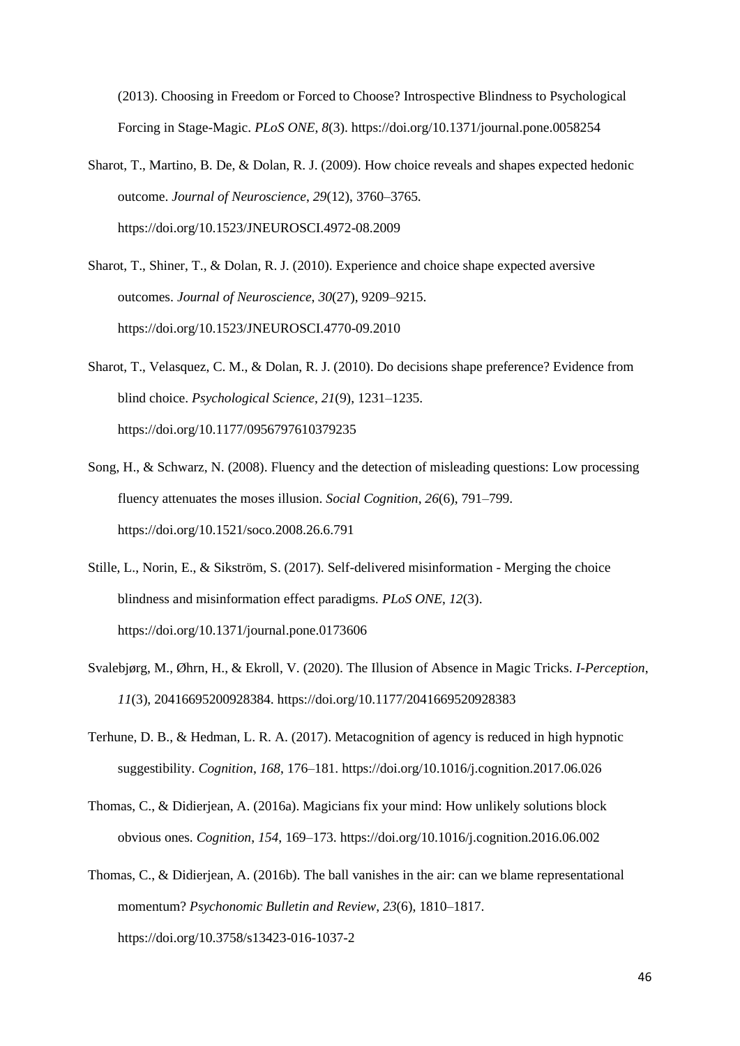(2013). Choosing in Freedom or Forced to Choose? Introspective Blindness to Psychological Forcing in Stage-Magic. *PLoS ONE*, *8*(3). https://doi.org/10.1371/journal.pone.0058254

Sharot, T., Martino, B. De, & Dolan, R. J. (2009). How choice reveals and shapes expected hedonic outcome. *Journal of Neuroscience*, *29*(12), 3760–3765. https://doi.org/10.1523/JNEUROSCI.4972-08.2009

Sharot, T., Shiner, T., & Dolan, R. J. (2010). Experience and choice shape expected aversive outcomes. *Journal of Neuroscience*, *30*(27), 9209–9215. https://doi.org/10.1523/JNEUROSCI.4770-09.2010

Sharot, T., Velasquez, C. M., & Dolan, R. J. (2010). Do decisions shape preference? Evidence from blind choice. *Psychological Science*, *21*(9), 1231–1235. https://doi.org/10.1177/0956797610379235

Song, H., & Schwarz, N. (2008). Fluency and the detection of misleading questions: Low processing fluency attenuates the moses illusion. *Social Cognition*, *26*(6), 791–799. https://doi.org/10.1521/soco.2008.26.6.791

Stille, L., Norin, E., & Sikström, S. (2017). Self-delivered misinformation - Merging the choice blindness and misinformation effect paradigms. *PLoS ONE*, *12*(3). https://doi.org/10.1371/journal.pone.0173606

Svalebjørg, M., Øhrn, H., & Ekroll, V. (2020). The Illusion of Absence in Magic Tricks. *I-Perception*, *11*(3), 20416695200928384. https://doi.org/10.1177/2041669520928383

Terhune, D. B., & Hedman, L. R. A. (2017). Metacognition of agency is reduced in high hypnotic suggestibility. *Cognition*, *168*, 176–181. https://doi.org/10.1016/j.cognition.2017.06.026

Thomas, C., & Didierjean, A. (2016a). Magicians fix your mind: How unlikely solutions block obvious ones. *Cognition*, *154*, 169–173. https://doi.org/10.1016/j.cognition.2016.06.002

Thomas, C., & Didierjean, A. (2016b). The ball vanishes in the air: can we blame representational momentum? *Psychonomic Bulletin and Review*, *23*(6), 1810–1817. https://doi.org/10.3758/s13423-016-1037-2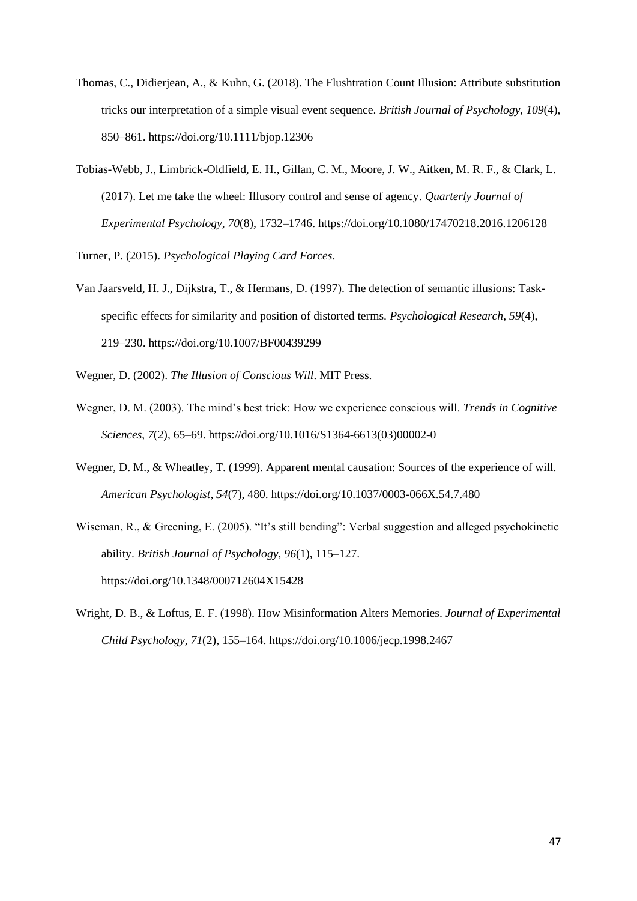Thomas, C., Didierjean, A., & Kuhn, G. (2018). The Flushtration Count Illusion: Attribute substitution tricks our interpretation of a simple visual event sequence. *British Journal of Psychology*, *109*(4), 850–861. https://doi.org/10.1111/bjop.12306

Tobias-Webb, J., Limbrick-Oldfield, E. H., Gillan, C. M., Moore, J. W., Aitken, M. R. F., & Clark, L. (2017). Let me take the wheel: Illusory control and sense of agency. *Quarterly Journal of Experimental Psychology*, *70*(8), 1732–1746. https://doi.org/10.1080/17470218.2016.1206128

Turner, P. (2015). *Psychological Playing Card Forces*.

Van Jaarsveld, H. J., Dijkstra, T., & Hermans, D. (1997). The detection of semantic illusions: Task-specific effects for similarity and position of distorted terms. *Psychological Research*, *59*(4), 219–230. https://doi.org/10.1007/BF00439299

Wegner, D. (2002). *The Illusion of Conscious Will*. MIT Press.

Wegner, D. M. (2003). The mind's best trick: How we experience conscious will. *Trends in Cognitive Sciences*, *7*(2), 65–69. https://doi.org/10.1016/S1364-6613(03)00002-0

Wegner, D. M., & Wheatley, T. (1999). Apparent mental causation: Sources of the experience of will. *American Psychologist*, *54*(7), 480. https://doi.org/10.1037/0003-066X.54.7.480

Wiseman, R., & Greening, E. (2005). "It's still bending": Verbal suggestion and alleged psychokinetic ability. *British Journal of Psychology*, *96*(1), 115–127. https://doi.org/10.1348/000712604X15428

Wright, D. B., & Loftus, E. F. (1998). How Misinformation Alters Memories. *Journal of Experimental Child Psychology*, *71*(2), 155–164. https://doi.org/10.1006/jecp.1998.2467